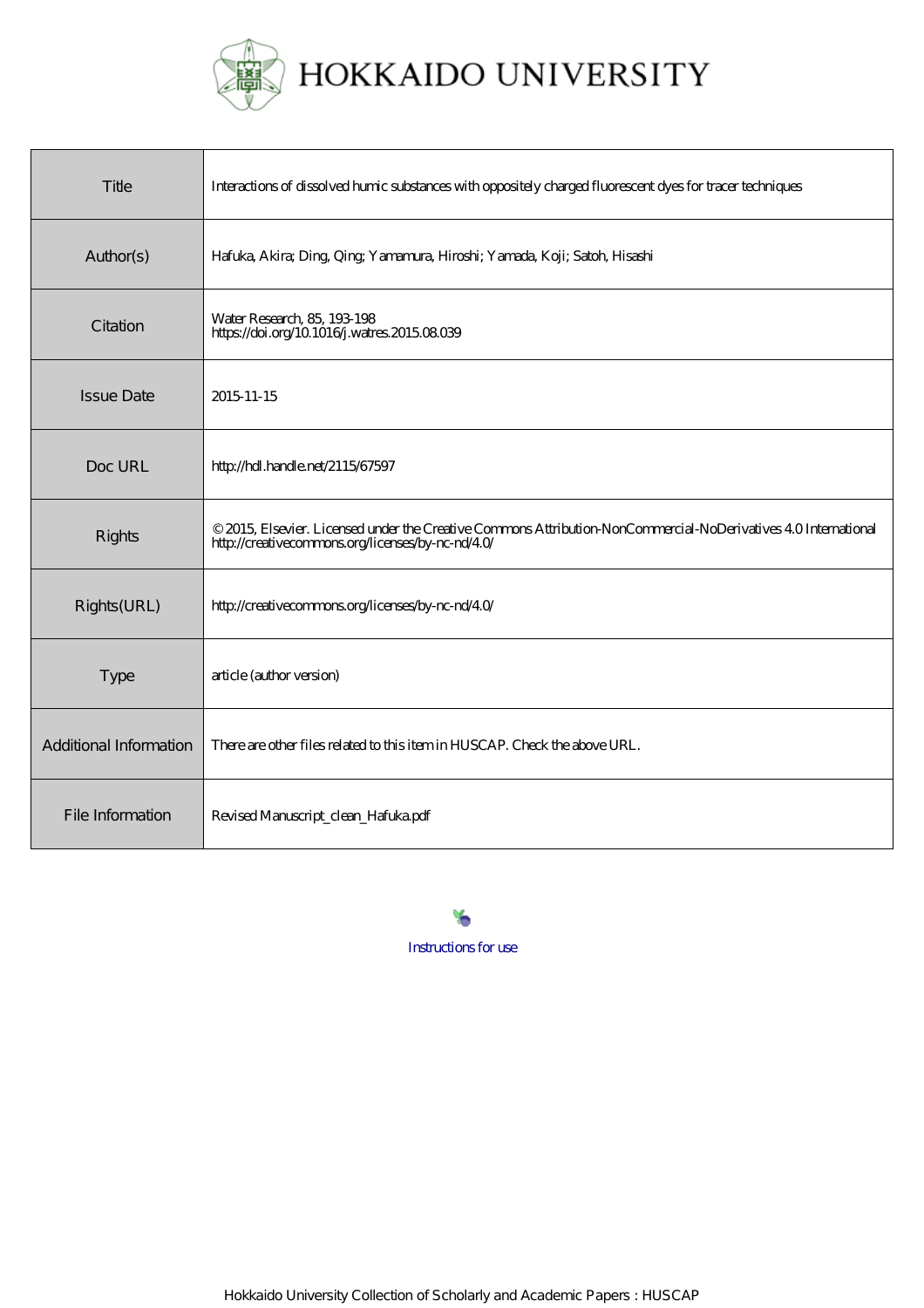# HOKKAIDO UNIVERSITY

| | |
|---|---|
| Title | Interactions of dissolved humic substances with oppositely charged fluorescent dyes for tracer techniques |
| Author(s) | Hafuka, Akira; Ding, Qing; Yamamura, Hiroshi; Yamada, Koji; Satoh, Hisashi |
| Citation | Water Research, 85, 193-198<br>https://doi.org/10.1016/j.watres.2015.08.039 |
| Issue Date | 2015-11-15 |
| Doc URL | http://hdl.handle.net/2115/67597 |
| Rights | © 2015, Elsevier. Licensed under the Creative Commons Attribution-NonCommercial-NoDerivatives 4.0 International<br>http://creativecommons.org/licenses/by-nc-nd/4.0/ |
| Rights(URL) | http://creativecommons.org/licenses/by-nc-nd/4.0/ |
| Type | article (author version) |
| Additional Information | There are other files related to this item in HUSCAP. Check the above URL. |
| File Information | Revised Manuscript_clean_Hafuka.pdf |

Instructions for use

Hokkaido University Collection of Scholarly and Academic Papers : HUSCAP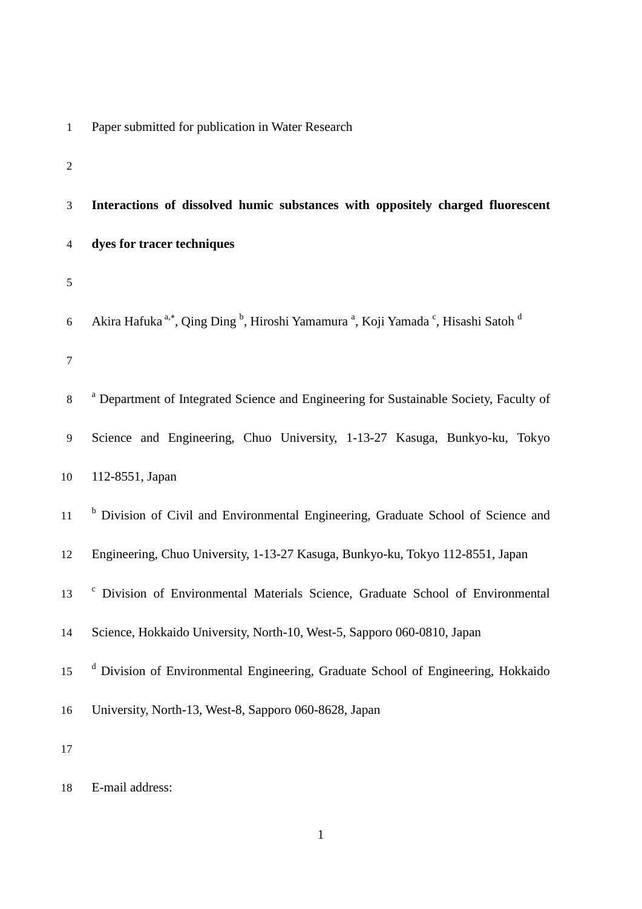Paper submitted for publication in Water Research

**Interactions of dissolved humic substances with oppositely charged fluorescent dyes for tracer techniques**

Akira Hafuka [a,*], Qing Ding [b], Hiroshi Yamamura [a], Koji Yamada [c], Hisashi Satoh [d]

[a] Department of Integrated Science and Engineering for Sustainable Society, Faculty of Science and Engineering, Chuo University, 1-13-27 Kasuga, Bunkyo-ku, Tokyo 112-8551, Japan

[b] Division of Civil and Environmental Engineering, Graduate School of Science and Engineering, Chuo University, 1-13-27 Kasuga, Bunkyo-ku, Tokyo 112-8551, Japan

[c] Division of Environmental Materials Science, Graduate School of Environmental Science, Hokkaido University, North-10, West-5, Sapporo 060-0810, Japan

[d] Division of Environmental Engineering, Graduate School of Engineering, Hokkaido University, North-13, West-8, Sapporo 060-8628, Japan

E-mail address: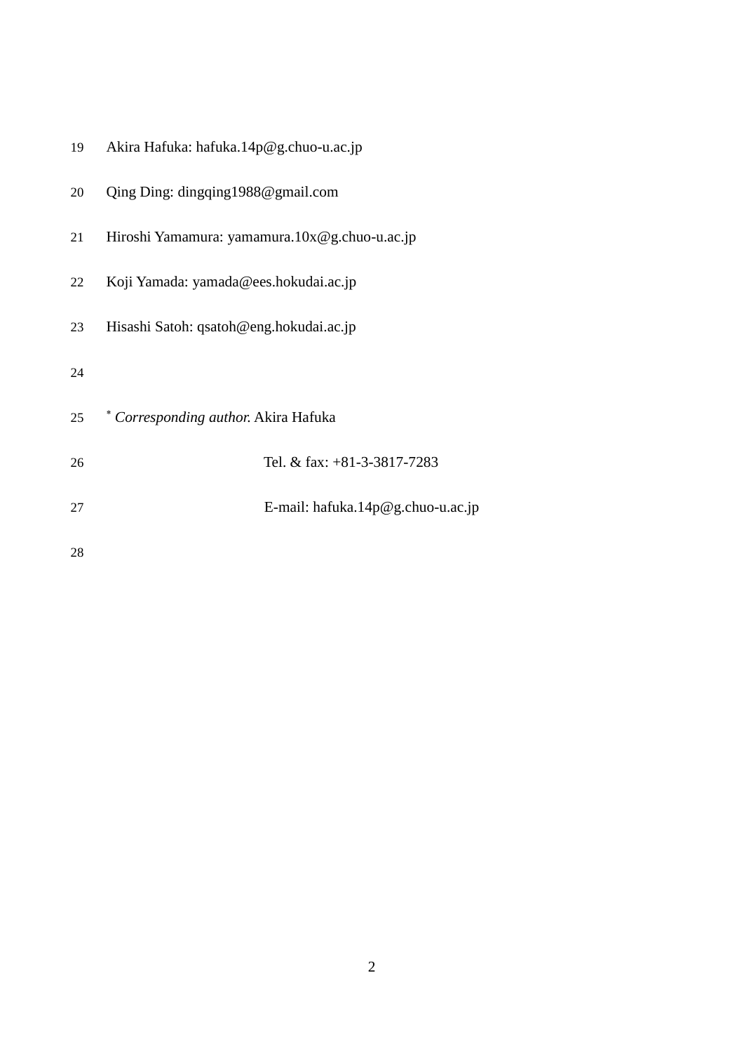Akira Hafuka: hafuka.14p@g.chuo-u.ac.jp

Qing Ding: dingqing1988@gmail.com

Hiroshi Yamamura: yamamura.10x@g.chuo-u.ac.jp

Koji Yamada: yamada@ees.hokudai.ac.jp

Hisashi Satoh: qsatoh@eng.hokudai.ac.jp

* *Corresponding author.* Akira Hafuka

Tel. & fax: +81-3-3817-7283

E-mail: hafuka.14p@g.chuo-u.ac.jp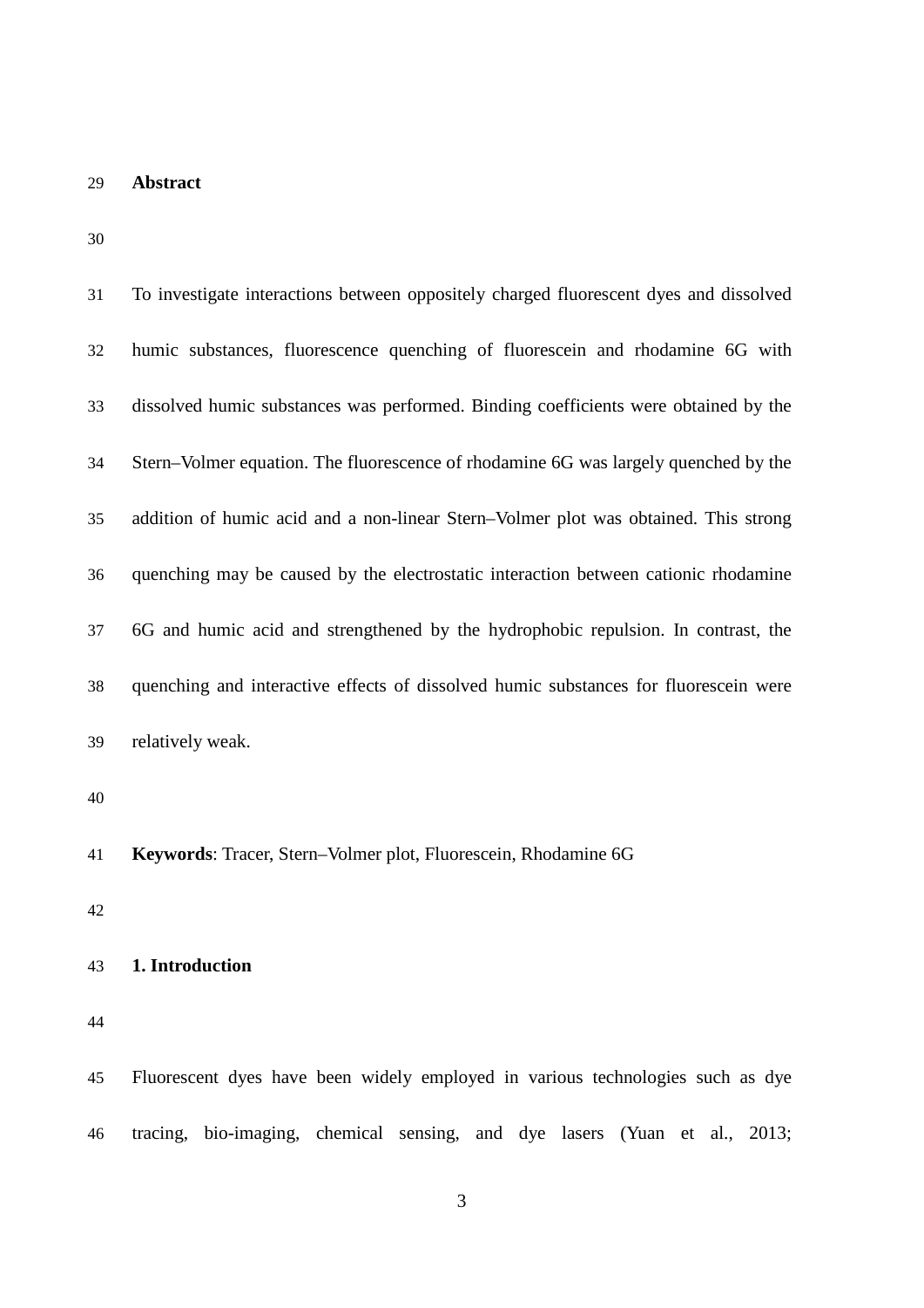**Abstract**

To investigate interactions between oppositely charged fluorescent dyes and dissolved humic substances, fluorescence quenching of fluorescein and rhodamine 6G with dissolved humic substances was performed. Binding coefficients were obtained by the Stern–Volmer equation. The fluorescence of rhodamine 6G was largely quenched by the addition of humic acid and a non-linear Stern–Volmer plot was obtained. This strong quenching may be caused by the electrostatic interaction between cationic rhodamine 6G and humic acid and strengthened by the hydrophobic repulsion. In contrast, the quenching and interactive effects of dissolved humic substances for fluorescein were relatively weak.

**Keywords**: Tracer, Stern–Volmer plot, Fluorescein, Rhodamine 6G

## 1. Introduction

Fluorescent dyes have been widely employed in various technologies such as dye tracing, bio-imaging, chemical sensing, and dye lasers (Yuan et al., 2013;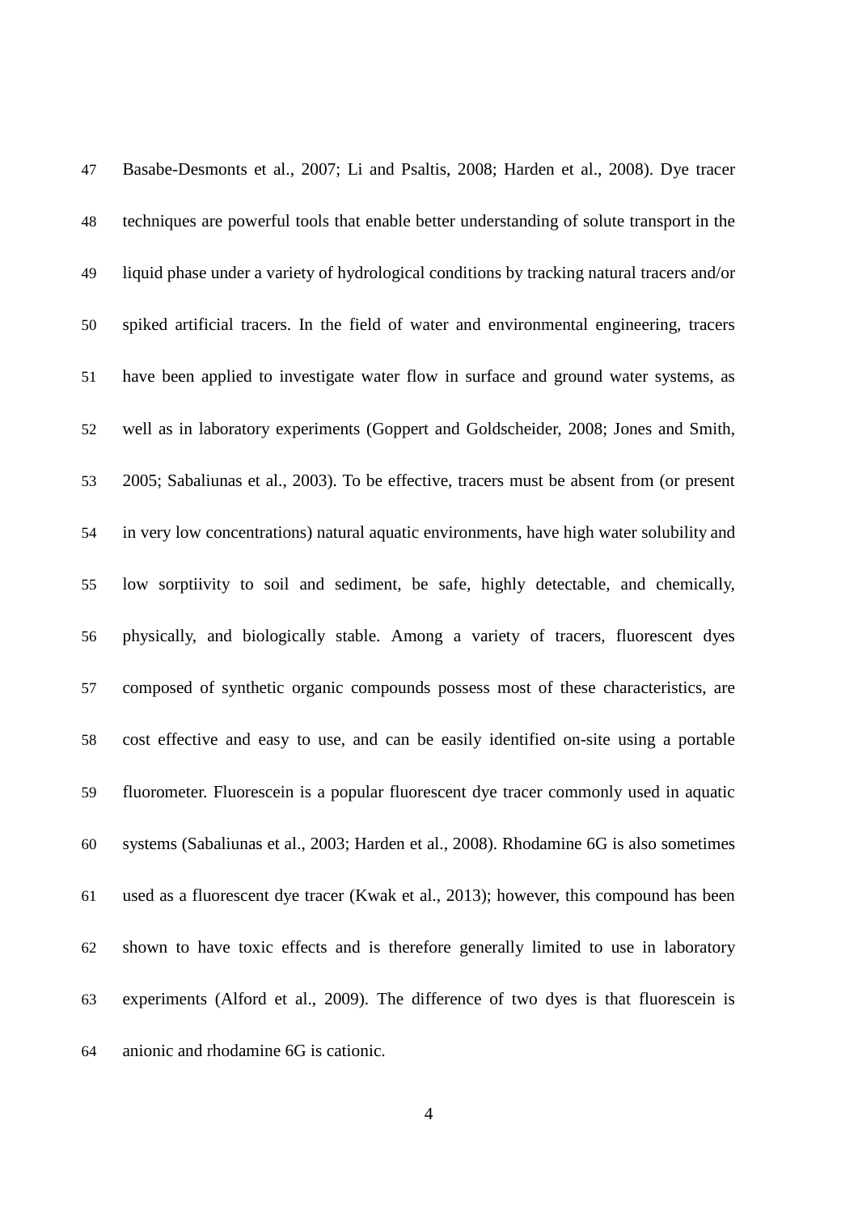Basabe-Desmonts et al., 2007; Li and Psaltis, 2008; Harden et al., 2008). Dye tracer techniques are powerful tools that enable better understanding of solute transport in the liquid phase under a variety of hydrological conditions by tracking natural tracers and/or spiked artificial tracers. In the field of water and environmental engineering, tracers have been applied to investigate water flow in surface and ground water systems, as well as in laboratory experiments (Goppert and Goldscheider, 2008; Jones and Smith, 2005; Sabaliunas et al., 2003). To be effective, tracers must be absent from (or present in very low concentrations) natural aquatic environments, have high water solubility and low sorptiivity to soil and sediment, be safe, highly detectable, and chemically, physically, and biologically stable. Among a variety of tracers, fluorescent dyes composed of synthetic organic compounds possess most of these characteristics, are cost effective and easy to use, and can be easily identified on-site using a portable fluorometer. Fluorescein is a popular fluorescent dye tracer commonly used in aquatic systems (Sabaliunas et al., 2003; Harden et al., 2008). Rhodamine 6G is also sometimes used as a fluorescent dye tracer (Kwak et al., 2013); however, this compound has been shown to have toxic effects and is therefore generally limited to use in laboratory experiments (Alford et al., 2009). The difference of two dyes is that fluorescein is anionic and rhodamine 6G is cationic.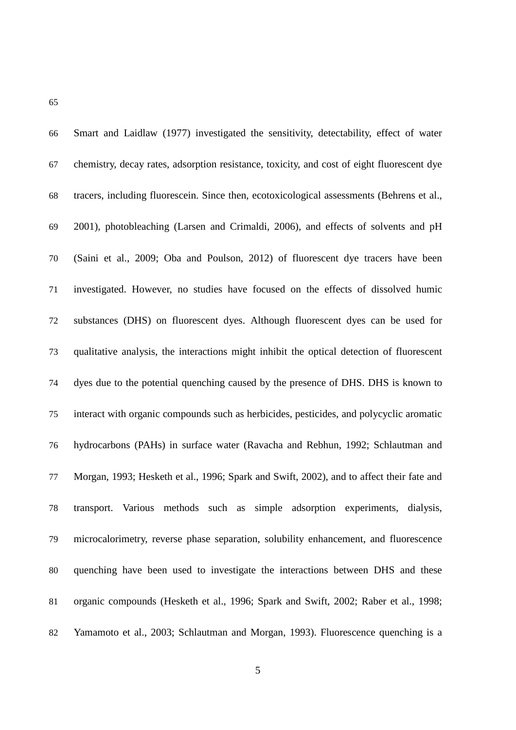Smart and Laidlaw (1977) investigated the sensitivity, detectability, effect of water chemistry, decay rates, adsorption resistance, toxicity, and cost of eight fluorescent dye tracers, including fluorescein. Since then, ecotoxicological assessments (Behrens et al., 2001), photobleaching (Larsen and Crimaldi, 2006), and effects of solvents and pH (Saini et al., 2009; Oba and Poulson, 2012) of fluorescent dye tracers have been investigated. However, no studies have focused on the effects of dissolved humic substances (DHS) on fluorescent dyes. Although fluorescent dyes can be used for qualitative analysis, the interactions might inhibit the optical detection of fluorescent dyes due to the potential quenching caused by the presence of DHS. DHS is known to interact with organic compounds such as herbicides, pesticides, and polycyclic aromatic hydrocarbons (PAHs) in surface water (Ravacha and Rebhun, 1992; Schlautman and Morgan, 1993; Hesketh et al., 1996; Spark and Swift, 2002), and to affect their fate and transport. Various methods such as simple adsorption experiments, dialysis, microcalorimetry, reverse phase separation, solubility enhancement, and fluorescence quenching have been used to investigate the interactions between DHS and these organic compounds (Hesketh et al., 1996; Spark and Swift, 2002; Raber et al., 1998; Yamamoto et al., 2003; Schlautman and Morgan, 1993). Fluorescence quenching is a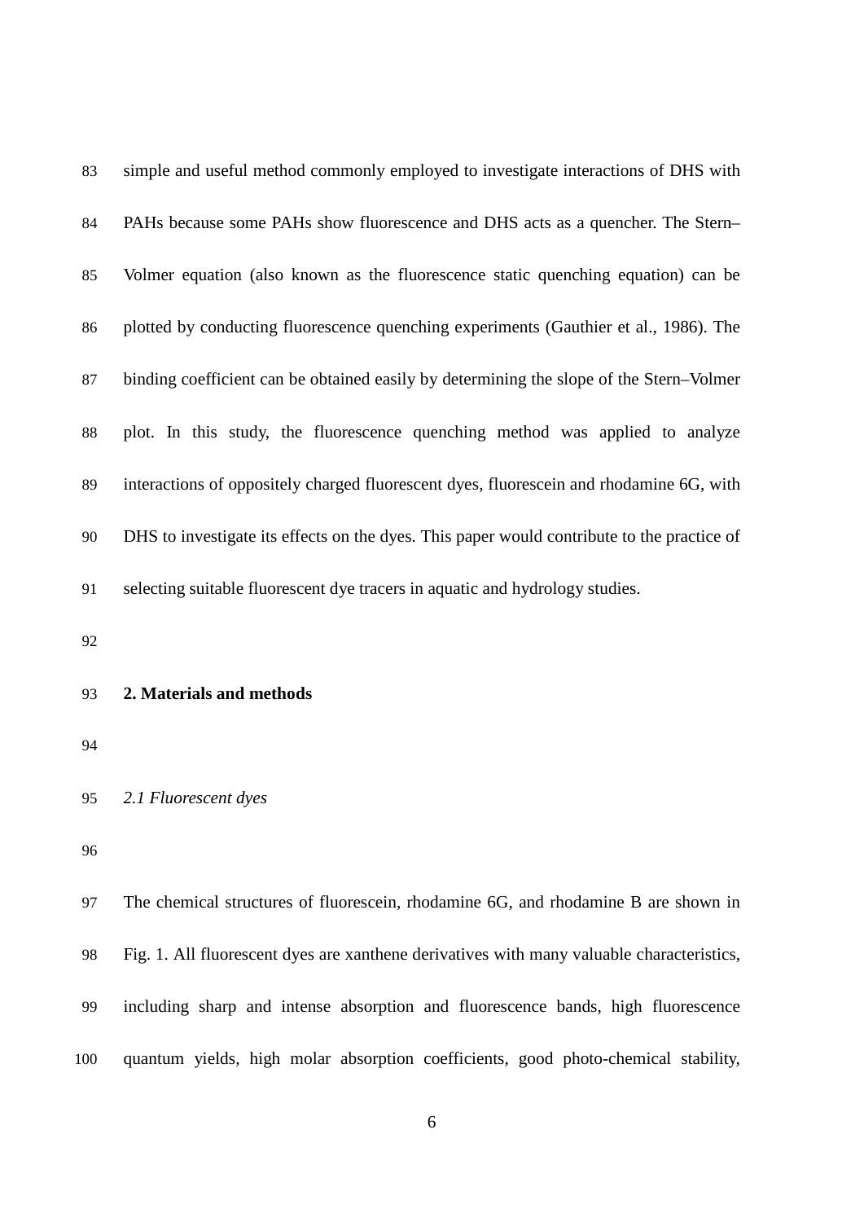simple and useful method commonly employed to investigate interactions of DHS with PAHs because some PAHs show fluorescence and DHS acts as a quencher. The Stern–Volmer equation (also known as the fluorescence static quenching equation) can be plotted by conducting fluorescence quenching experiments (Gauthier et al., 1986). The binding coefficient can be obtained easily by determining the slope of the Stern–Volmer plot. In this study, the fluorescence quenching method was applied to analyze interactions of oppositely charged fluorescent dyes, fluorescein and rhodamine 6G, with DHS to investigate its effects on the dyes. This paper would contribute to the practice of selecting suitable fluorescent dye tracers in aquatic and hydrology studies.

## 2. Materials and methods

### *2.1 Fluorescent dyes*

The chemical structures of fluorescein, rhodamine 6G, and rhodamine B are shown in Fig. 1. All fluorescent dyes are xanthene derivatives with many valuable characteristics, including sharp and intense absorption and fluorescence bands, high fluorescence quantum yields, high molar absorption coefficients, good photo-chemical stability,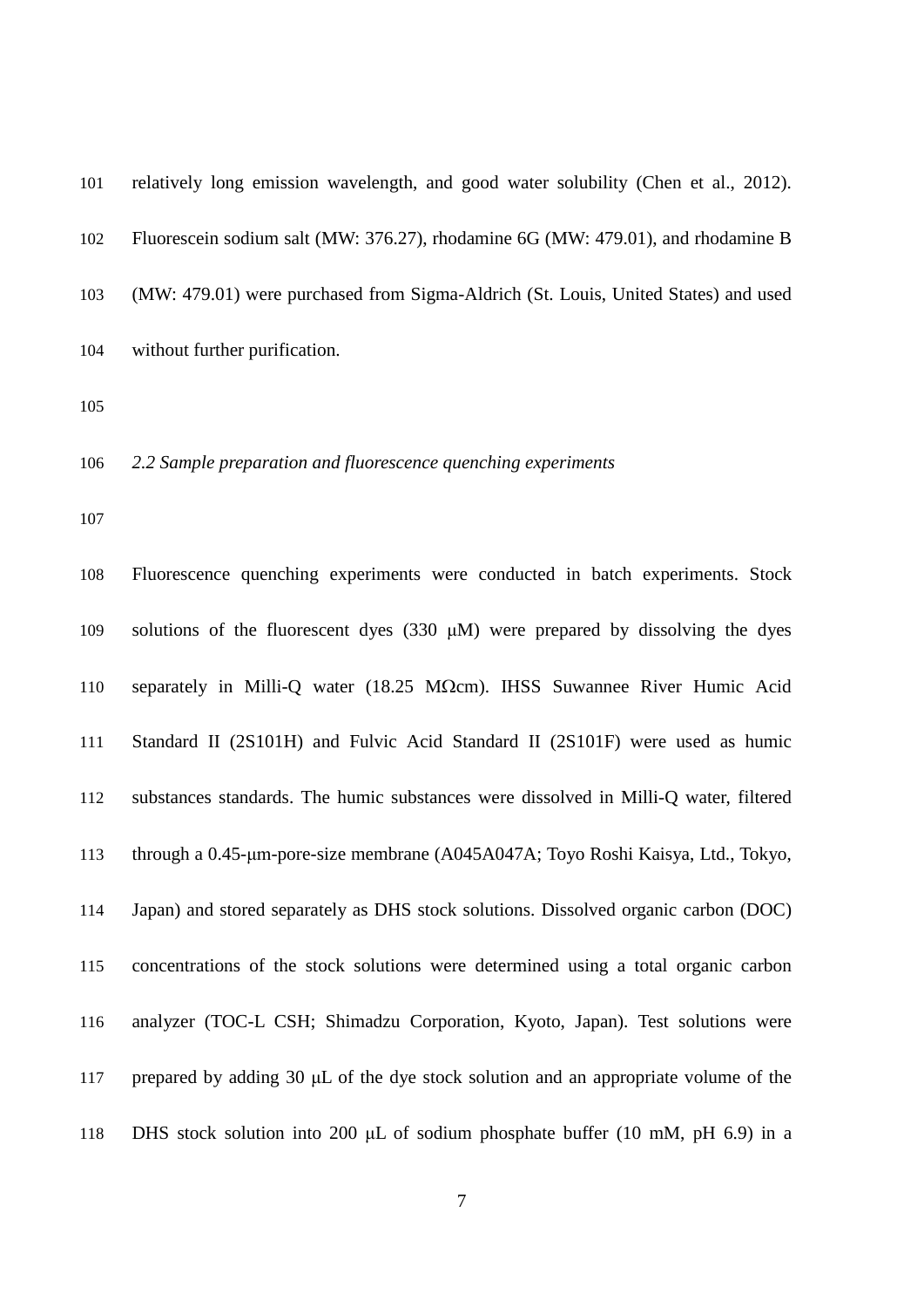relatively long emission wavelength, and good water solubility (Chen et al., 2012). Fluorescein sodium salt (MW: 376.27), rhodamine 6G (MW: 479.01), and rhodamine B (MW: 479.01) were purchased from Sigma-Aldrich (St. Louis, United States) and used without further purification.

*2.2 Sample preparation and fluorescence quenching experiments*

Fluorescence quenching experiments were conducted in batch experiments. Stock solutions of the fluorescent dyes (330 μM) were prepared by dissolving the dyes separately in Milli-Q water (18.25 MΩcm). IHSS Suwannee River Humic Acid Standard II (2S101H) and Fulvic Acid Standard II (2S101F) were used as humic substances standards. The humic substances were dissolved in Milli-Q water, filtered through a 0.45-μm-pore-size membrane (A045A047A; Toyo Roshi Kaisya, Ltd., Tokyo, Japan) and stored separately as DHS stock solutions. Dissolved organic carbon (DOC) concentrations of the stock solutions were determined using a total organic carbon analyzer (TOC-L CSH; Shimadzu Corporation, Kyoto, Japan). Test solutions were prepared by adding 30 μL of the dye stock solution and an appropriate volume of the DHS stock solution into 200 μL of sodium phosphate buffer (10 mM, pH 6.9) in a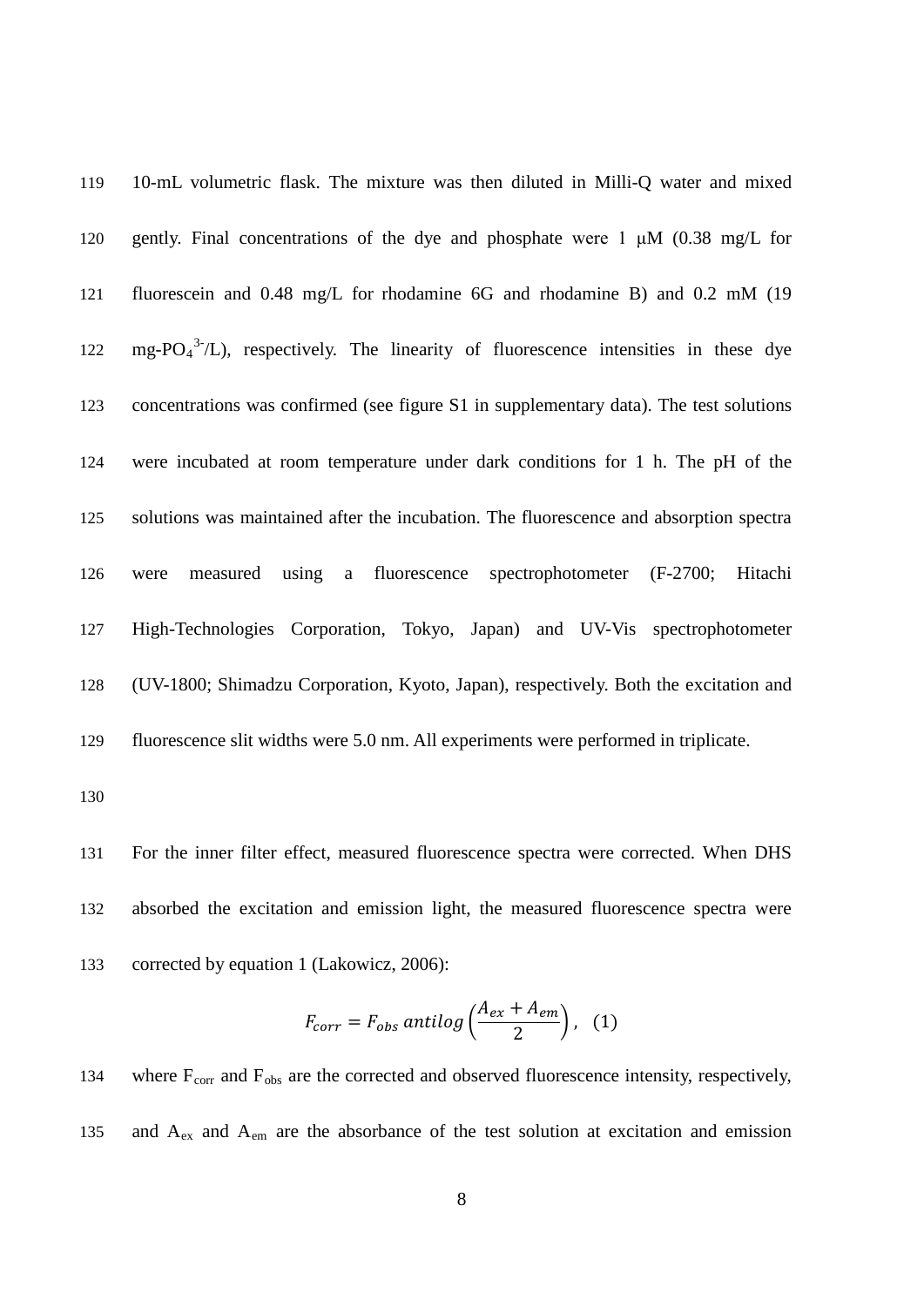10-mL volumetric flask. The mixture was then diluted in Milli-Q water and mixed gently. Final concentrations of the dye and phosphate were 1 μM (0.38 mg/L for fluorescein and 0.48 mg/L for rhodamine 6G and rhodamine B) and 0.2 mM (19 mg-$PO_4^{3-}$/L), respectively. The linearity of fluorescence intensities in these dye concentrations was confirmed (see figure S1 in supplementary data). The test solutions were incubated at room temperature under dark conditions for 1 h. The pH of the solutions was maintained after the incubation. The fluorescence and absorption spectra were measured using a fluorescence spectrophotometer (F-2700; Hitachi High-Technologies Corporation, Tokyo, Japan) and UV-Vis spectrophotometer (UV-1800; Shimadzu Corporation, Kyoto, Japan), respectively. Both the excitation and fluorescence slit widths were 5.0 nm. All experiments were performed in triplicate.

For the inner filter effect, measured fluorescence spectra were corrected. When DHS absorbed the excitation and emission light, the measured fluorescence spectra were corrected by equation 1 (Lakowicz, 2006):

$$F_{corr} = F_{obs}\, antilog\left(\frac{A_{ex} + A_{em}}{2}\right), \quad (1)$$

where $F_{corr}$ and $F_{obs}$ are the corrected and observed fluorescence intensity, respectively, and $A_{ex}$ and $A_{em}$ are the absorbance of the test solution at excitation and emission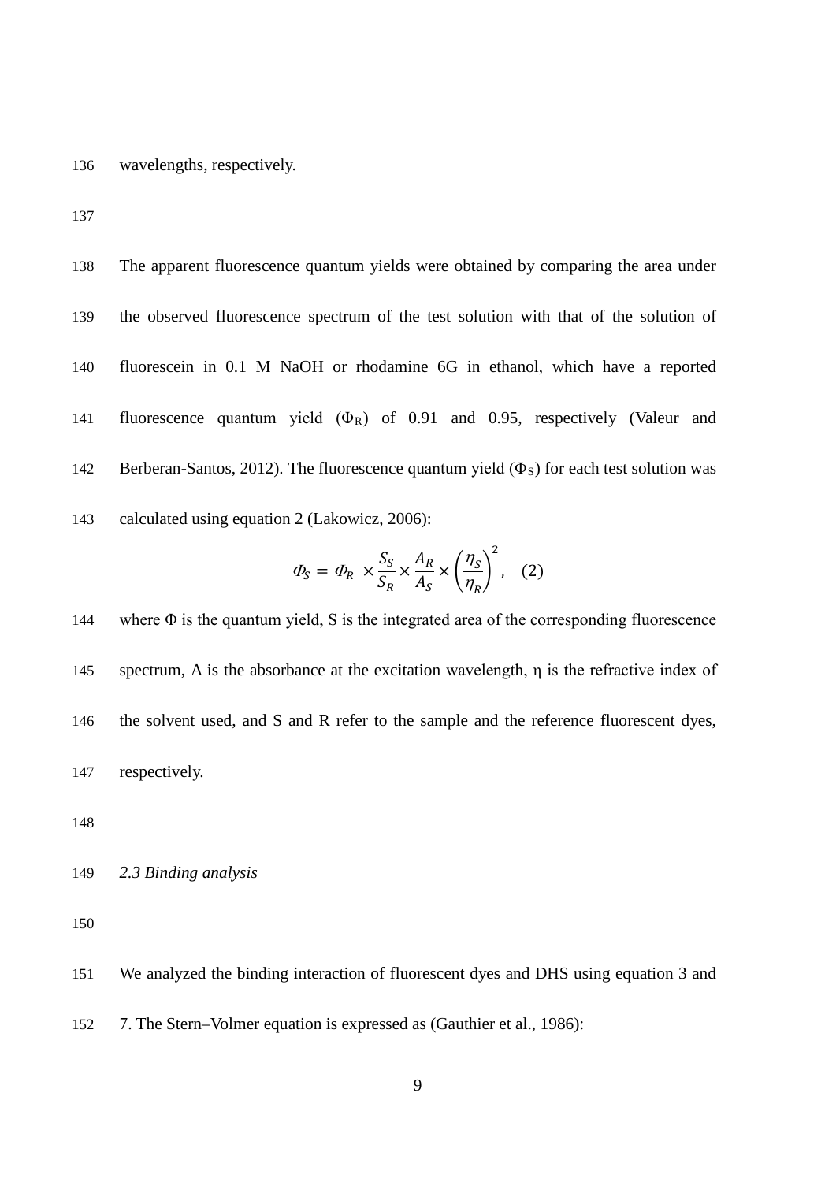wavelengths, respectively.

The apparent fluorescence quantum yields were obtained by comparing the area under the observed fluorescence spectrum of the test solution with that of the solution of fluorescein in 0.1 M NaOH or rhodamine 6G in ethanol, which have a reported fluorescence quantum yield ($\Phi_R$) of 0.91 and 0.95, respectively (Valeur and Berberan-Santos, 2012). The fluorescence quantum yield ($\Phi_S$) for each test solution was calculated using equation 2 (Lakowicz, 2006):

$$\Phi_S = \Phi_R \times \frac{S_S}{S_R} \times \frac{A_R}{A_S} \times \left(\frac{\eta_S}{\eta_R}\right)^2, \quad (2)$$

where $\Phi$ is the quantum yield, S is the integrated area of the corresponding fluorescence spectrum, A is the absorbance at the excitation wavelength, $\eta$ is the refractive index of the solvent used, and S and R refer to the sample and the reference fluorescent dyes, respectively.

*2.3 Binding analysis*

We analyzed the binding interaction of fluorescent dyes and DHS using equation 3 and 7. The Stern–Volmer equation is expressed as (Gauthier et al., 1986):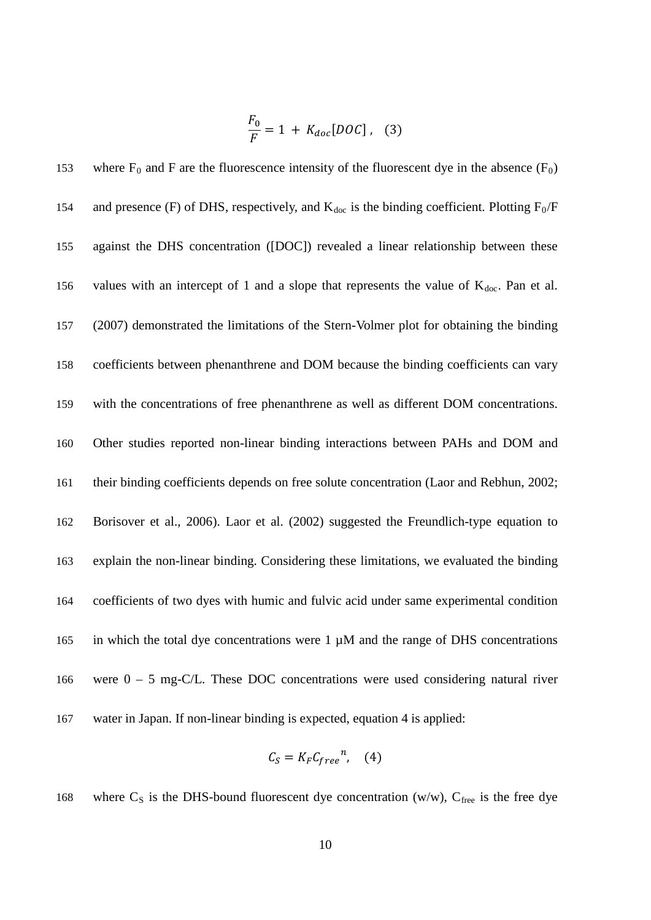$$\frac{F_0}{F} = 1 + K_{doc}[DOC] \;, \quad (3)$$

where $F_0$ and F are the fluorescence intensity of the fluorescent dye in the absence ($F_0$) and presence (F) of DHS, respectively, and $K_{doc}$ is the binding coefficient. Plotting $F_0$/F against the DHS concentration ([DOC]) revealed a linear relationship between these values with an intercept of 1 and a slope that represents the value of $K_{doc}$. Pan et al. (2007) demonstrated the limitations of the Stern-Volmer plot for obtaining the binding coefficients between phenanthrene and DOM because the binding coefficients can vary with the concentrations of free phenanthrene as well as different DOM concentrations. Other studies reported non-linear binding interactions between PAHs and DOM and their binding coefficients depends on free solute concentration (Laor and Rebhun, 2002; Borisover et al., 2006). Laor et al. (2002) suggested the Freundlich-type equation to explain the non-linear binding. Considering these limitations, we evaluated the binding coefficients of two dyes with humic and fulvic acid under same experimental condition in which the total dye concentrations were 1 µM and the range of DHS concentrations were 0 – 5 mg-C/L. These DOC concentrations were used considering natural river water in Japan. If non-linear binding is expected, equation 4 is applied:

$$C_S = K_F {C_{free}}^{n}, \quad (4)$$

where $C_S$ is the DHS-bound fluorescent dye concentration (w/w), $C_{free}$ is the free dye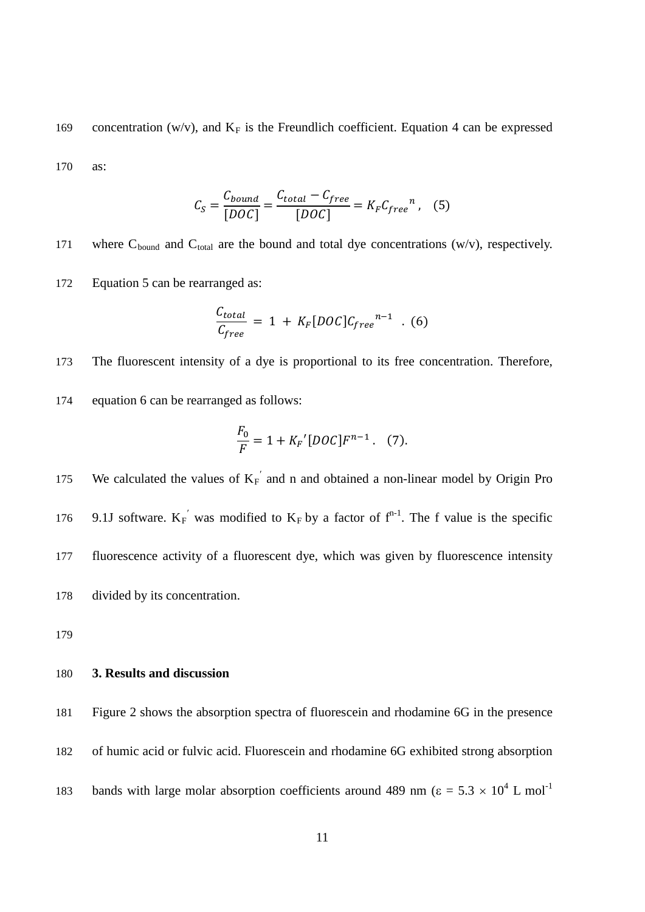concentration (w/v), and $K_F$ is the Freundlich coefficient. Equation 4 can be expressed as:

$$C_S = \frac{C_{bound}}{[DOC]} = \frac{C_{total} - C_{free}}{[DOC]} = K_F {C_{free}}^{n}, \quad (5)$$

where $C_{bound}$ and $C_{total}$ are the bound and total dye concentrations (w/v), respectively. Equation 5 can be rearranged as:

$$\frac{C_{total}}{C_{free}} = 1 + K_F[DOC]{C_{free}}^{n-1} \; . \; (6)$$

The fluorescent intensity of a dye is proportional to its free concentration. Therefore, equation 6 can be rearranged as follows:

$$\frac{F_0}{F} = 1 + K_F{}'[DOC]F^{n-1} . \quad (7).$$

We calculated the values of $K_F{}'$ and n and obtained a non-linear model by Origin Pro 9.1J software. $K_F{}'$ was modified to $K_F$ by a factor of $f^{n-1}$. The f value is the specific fluorescence activity of a fluorescent dye, which was given by fluorescence intensity divided by its concentration.

## 3. Results and discussion

Figure 2 shows the absorption spectra of fluorescein and rhodamine 6G in the presence of humic acid or fulvic acid. Fluorescein and rhodamine 6G exhibited strong absorption bands with large molar absorption coefficients around 489 nm ($\varepsilon = 5.3 \times 10^4$ L mol$^{-1}$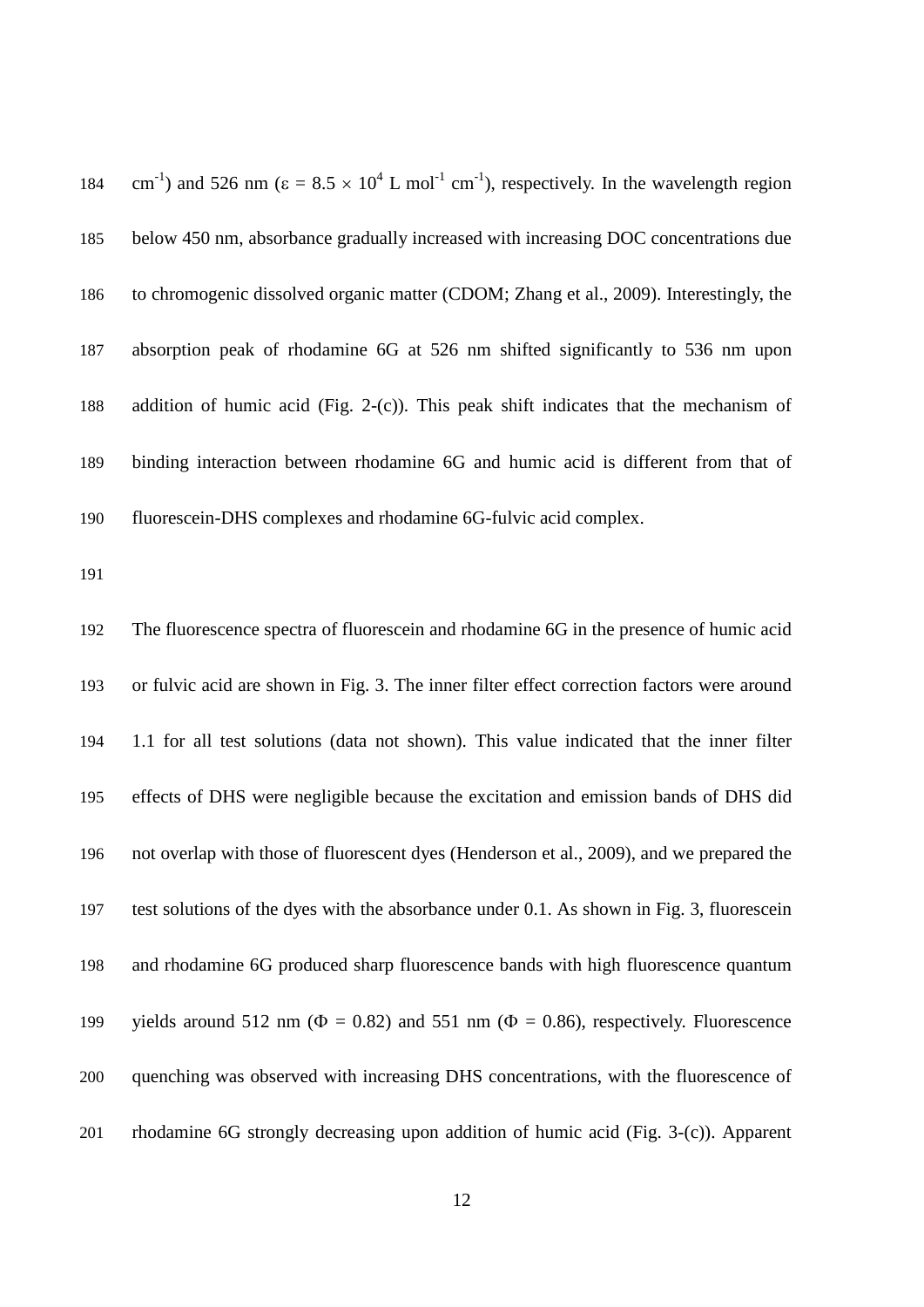cm$^{-1}$) and 526 nm ($\varepsilon = 8.5 \times 10^4$ L mol$^{-1}$ cm$^{-1}$), respectively. In the wavelength region below 450 nm, absorbance gradually increased with increasing DOC concentrations due to chromogenic dissolved organic matter (CDOM; Zhang et al., 2009). Interestingly, the absorption peak of rhodamine 6G at 526 nm shifted significantly to 536 nm upon addition of humic acid (Fig. 2-(c)). This peak shift indicates that the mechanism of binding interaction between rhodamine 6G and humic acid is different from that of fluorescein-DHS complexes and rhodamine 6G-fulvic acid complex.

The fluorescence spectra of fluorescein and rhodamine 6G in the presence of humic acid or fulvic acid are shown in Fig. 3. The inner filter effect correction factors were around 1.1 for all test solutions (data not shown). This value indicated that the inner filter effects of DHS were negligible because the excitation and emission bands of DHS did not overlap with those of fluorescent dyes (Henderson et al., 2009), and we prepared the test solutions of the dyes with the absorbance under 0.1. As shown in Fig. 3, fluorescein and rhodamine 6G produced sharp fluorescence bands with high fluorescence quantum yields around 512 nm ($\Phi = 0.82$) and 551 nm ($\Phi = 0.86$), respectively. Fluorescence quenching was observed with increasing DHS concentrations, with the fluorescence of rhodamine 6G strongly decreasing upon addition of humic acid (Fig. 3-(c)). Apparent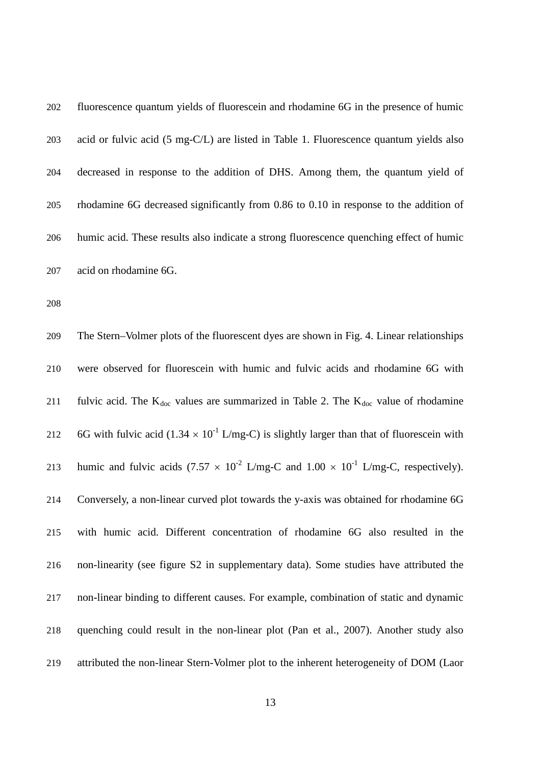fluorescence quantum yields of fluorescein and rhodamine 6G in the presence of humic acid or fulvic acid (5 mg-C/L) are listed in Table 1. Fluorescence quantum yields also decreased in response to the addition of DHS. Among them, the quantum yield of rhodamine 6G decreased significantly from 0.86 to 0.10 in response to the addition of humic acid. These results also indicate a strong fluorescence quenching effect of humic acid on rhodamine 6G.

The Stern–Volmer plots of the fluorescent dyes are shown in Fig. 4. Linear relationships were observed for fluorescein with humic and fulvic acids and rhodamine 6G with fulvic acid. The $K_{doc}$ values are summarized in Table 2. The $K_{doc}$ value of rhodamine 6G with fulvic acid ($1.34 \times 10^{-1}$ L/mg-C) is slightly larger than that of fluorescein with humic and fulvic acids ($7.57 \times 10^{-2}$ L/mg-C and $1.00 \times 10^{-1}$ L/mg-C, respectively). Conversely, a non-linear curved plot towards the y-axis was obtained for rhodamine 6G with humic acid. Different concentration of rhodamine 6G also resulted in the non-linearity (see figure S2 in supplementary data). Some studies have attributed the non-linear binding to different causes. For example, combination of static and dynamic quenching could result in the non-linear plot (Pan et al., 2007). Another study also attributed the non-linear Stern-Volmer plot to the inherent heterogeneity of DOM (Laor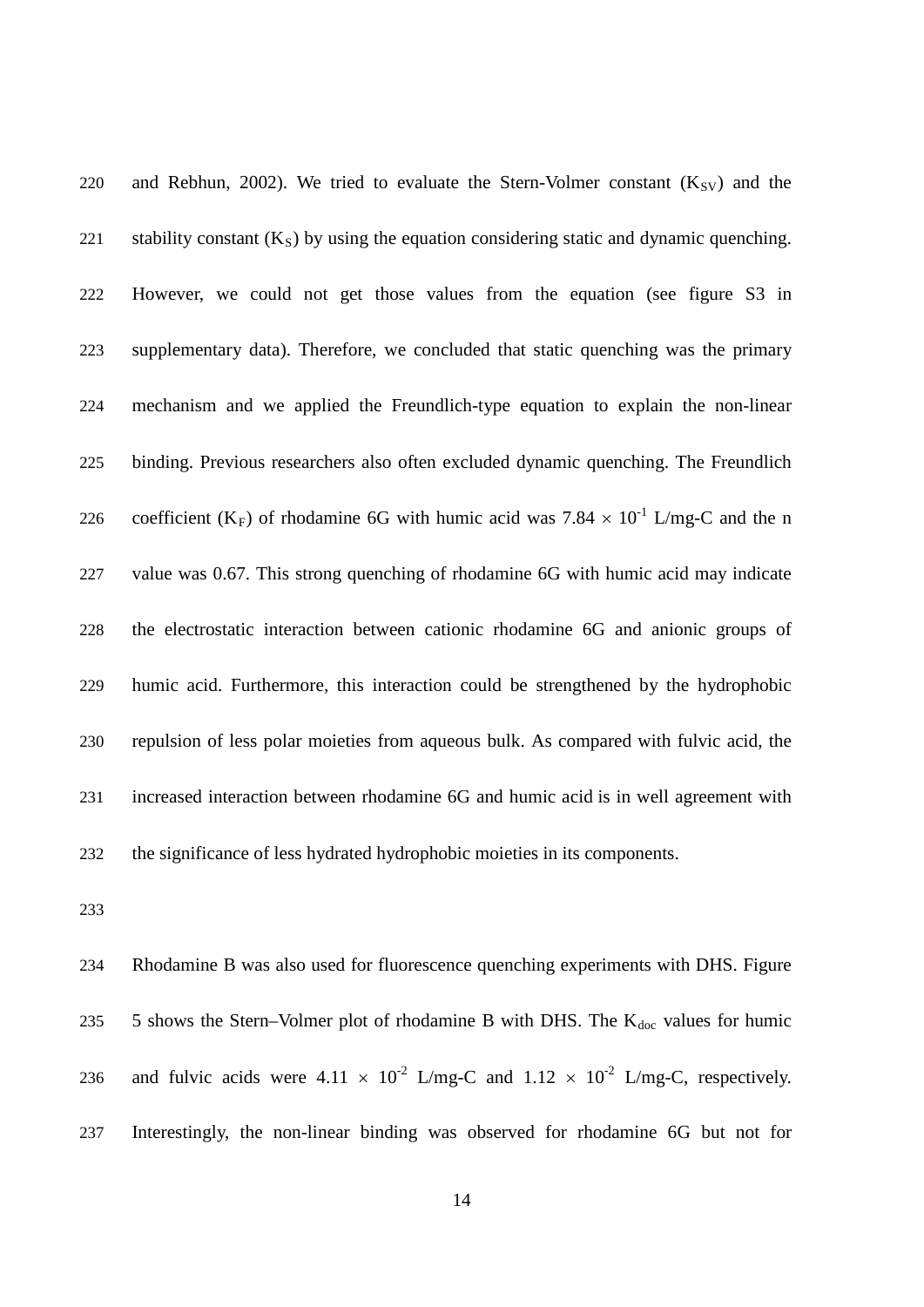and Rebhun, 2002). We tried to evaluate the Stern-Volmer constant ($K_{SV}$) and the stability constant ($K_S$) by using the equation considering static and dynamic quenching. However, we could not get those values from the equation (see figure S3 in supplementary data). Therefore, we concluded that static quenching was the primary mechanism and we applied the Freundlich-type equation to explain the non-linear binding. Previous researchers also often excluded dynamic quenching. The Freundlich coefficient ($K_F$) of rhodamine 6G with humic acid was $7.84 \times 10^{-1}$ L/mg-C and the n value was 0.67. This strong quenching of rhodamine 6G with humic acid may indicate the electrostatic interaction between cationic rhodamine 6G and anionic groups of humic acid. Furthermore, this interaction could be strengthened by the hydrophobic repulsion of less polar moieties from aqueous bulk. As compared with fulvic acid, the increased interaction between rhodamine 6G and humic acid is in well agreement with the significance of less hydrated hydrophobic moieties in its components.

Rhodamine B was also used for fluorescence quenching experiments with DHS. Figure 5 shows the Stern–Volmer plot of rhodamine B with DHS. The $K_{doc}$ values for humic and fulvic acids were $4.11 \times 10^{-2}$ L/mg-C and $1.12 \times 10^{-2}$ L/mg-C, respectively. Interestingly, the non-linear binding was observed for rhodamine 6G but not for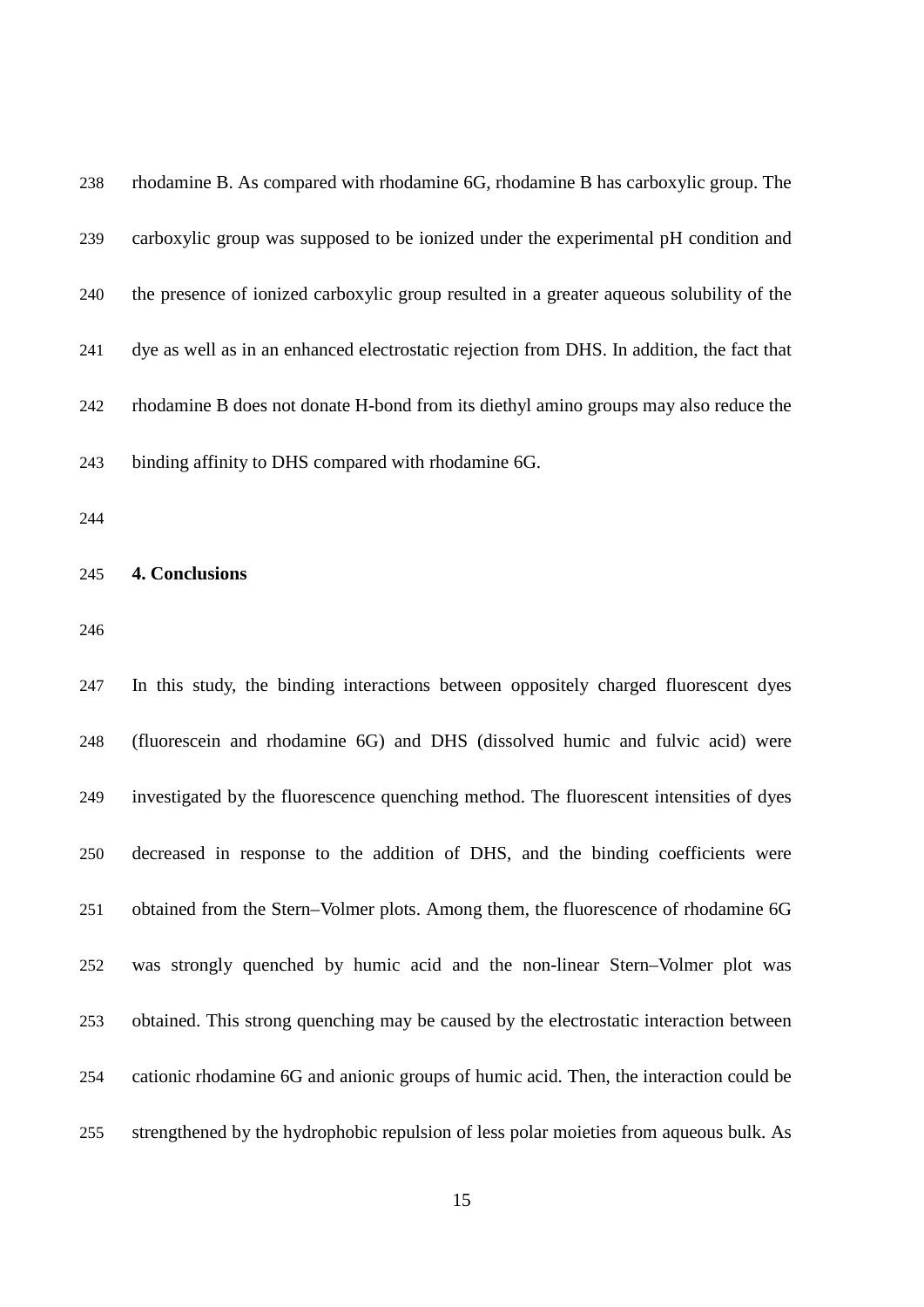rhodamine B. As compared with rhodamine 6G, rhodamine B has carboxylic group. The carboxylic group was supposed to be ionized under the experimental pH condition and the presence of ionized carboxylic group resulted in a greater aqueous solubility of the dye as well as in an enhanced electrostatic rejection from DHS. In addition, the fact that rhodamine B does not donate H-bond from its diethyl amino groups may also reduce the binding affinity to DHS compared with rhodamine 6G.

## 4. Conclusions

In this study, the binding interactions between oppositely charged fluorescent dyes (fluorescein and rhodamine 6G) and DHS (dissolved humic and fulvic acid) were investigated by the fluorescence quenching method. The fluorescent intensities of dyes decreased in response to the addition of DHS, and the binding coefficients were obtained from the Stern–Volmer plots. Among them, the fluorescence of rhodamine 6G was strongly quenched by humic acid and the non-linear Stern–Volmer plot was obtained. This strong quenching may be caused by the electrostatic interaction between cationic rhodamine 6G and anionic groups of humic acid. Then, the interaction could be strengthened by the hydrophobic repulsion of less polar moieties from aqueous bulk. As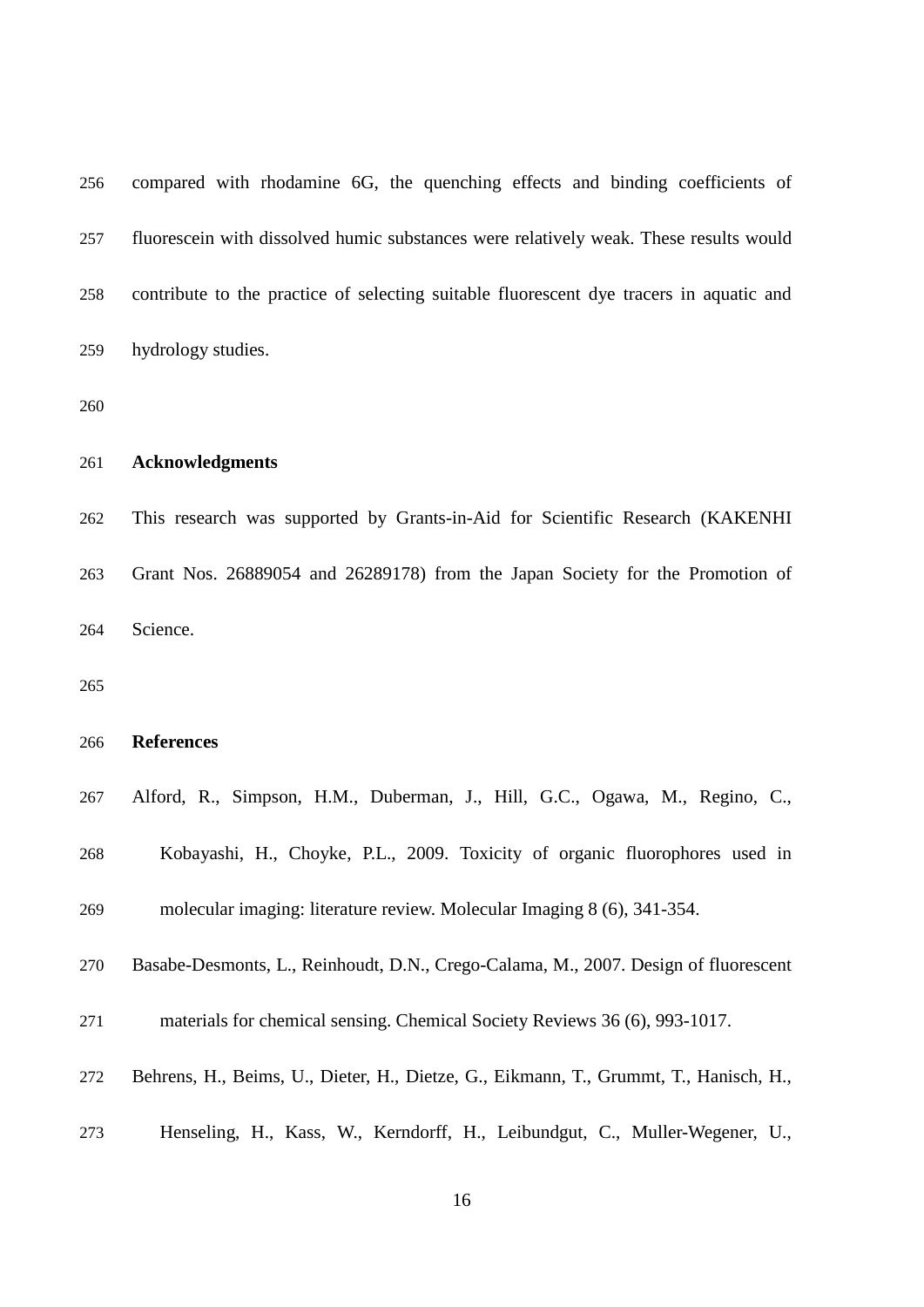compared with rhodamine 6G, the quenching effects and binding coefficients of fluorescein with dissolved humic substances were relatively weak. These results would contribute to the practice of selecting suitable fluorescent dye tracers in aquatic and hydrology studies.

## Acknowledgments

This research was supported by Grants-in-Aid for Scientific Research (KAKENHI Grant Nos. 26889054 and 26289178) from the Japan Society for the Promotion of Science.

## References

Alford, R., Simpson, H.M., Duberman, J., Hill, G.C., Ogawa, M., Regino, C., Kobayashi, H., Choyke, P.L., 2009. Toxicity of organic fluorophores used in molecular imaging: literature review. Molecular Imaging 8 (6), 341-354.

Basabe-Desmonts, L., Reinhoudt, D.N., Crego-Calama, M., 2007. Design of fluorescent materials for chemical sensing. Chemical Society Reviews 36 (6), 993-1017.

Behrens, H., Beims, U., Dieter, H., Dietze, G., Eikmann, T., Grummt, T., Hanisch, H., Henseling, H., Kass, W., Kerndorff, H., Leibundgut, C., Muller-Wegener, U.,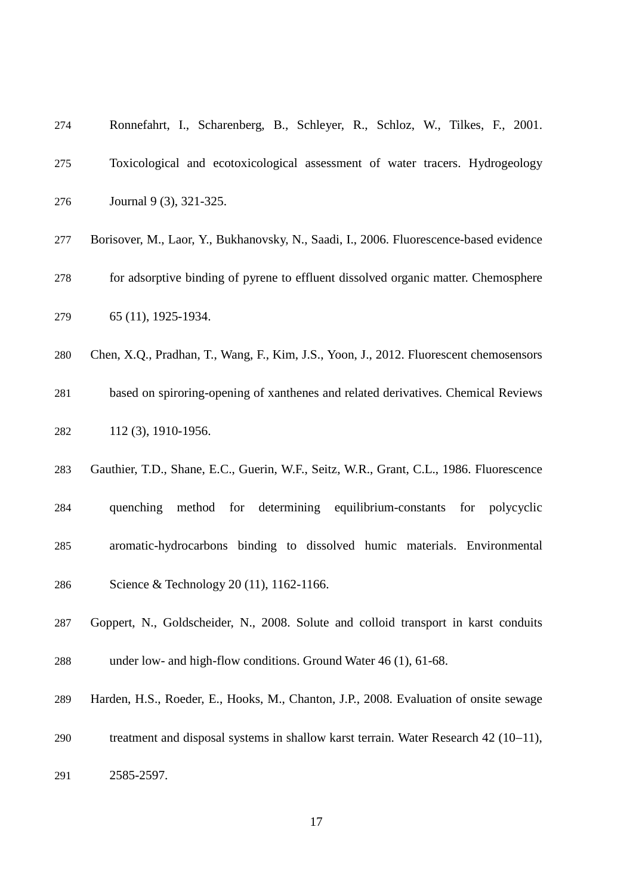Ronnefahrt, I., Scharenberg, B., Schleyer, R., Schloz, W., Tilkes, F., 2001. Toxicological and ecotoxicological assessment of water tracers. Hydrogeology Journal 9 (3), 321-325.

Borisover, M., Laor, Y., Bukhanovsky, N., Saadi, I., 2006. Fluorescence-based evidence for adsorptive binding of pyrene to effluent dissolved organic matter. Chemosphere 65 (11), 1925-1934.

Chen, X.Q., Pradhan, T., Wang, F., Kim, J.S., Yoon, J., 2012. Fluorescent chemosensors based on spiroring-opening of xanthenes and related derivatives. Chemical Reviews 112 (3), 1910-1956.

Gauthier, T.D., Shane, E.C., Guerin, W.F., Seitz, W.R., Grant, C.L., 1986. Fluorescence quenching method for determining equilibrium-constants for polycyclic aromatic-hydrocarbons binding to dissolved humic materials. Environmental Science & Technology 20 (11), 1162-1166.

Goppert, N., Goldscheider, N., 2008. Solute and colloid transport in karst conduits under low- and high-flow conditions. Ground Water 46 (1), 61-68.

Harden, H.S., Roeder, E., Hooks, M., Chanton, J.P., 2008. Evaluation of onsite sewage treatment and disposal systems in shallow karst terrain. Water Research 42 (10–11), 2585-2597.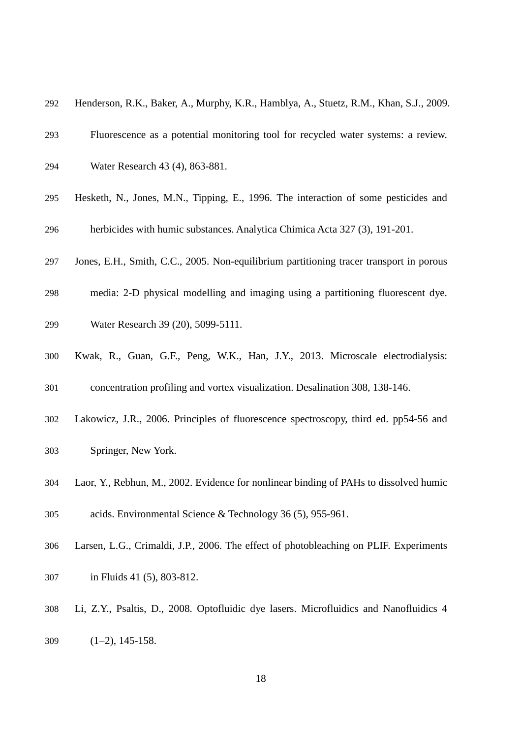Henderson, R.K., Baker, A., Murphy, K.R., Hamblya, A., Stuetz, R.M., Khan, S.J., 2009. Fluorescence as a potential monitoring tool for recycled water systems: a review. Water Research 43 (4), 863-881.

Hesketh, N., Jones, M.N., Tipping, E., 1996. The interaction of some pesticides and herbicides with humic substances. Analytica Chimica Acta 327 (3), 191-201.

Jones, E.H., Smith, C.C., 2005. Non-equilibrium partitioning tracer transport in porous media: 2-D physical modelling and imaging using a partitioning fluorescent dye. Water Research 39 (20), 5099-5111.

Kwak, R., Guan, G.F., Peng, W.K., Han, J.Y., 2013. Microscale electrodialysis: concentration profiling and vortex visualization. Desalination 308, 138-146.

Lakowicz, J.R., 2006. Principles of fluorescence spectroscopy, third ed. pp54-56 and Springer, New York.

Laor, Y., Rebhun, M., 2002. Evidence for nonlinear binding of PAHs to dissolved humic acids. Environmental Science & Technology 36 (5), 955-961.

Larsen, L.G., Crimaldi, J.P., 2006. The effect of photobleaching on PLIF. Experiments in Fluids 41 (5), 803-812.

Li, Z.Y., Psaltis, D., 2008. Optofluidic dye lasers. Microfluidics and Nanofluidics 4 (1–2), 145-158.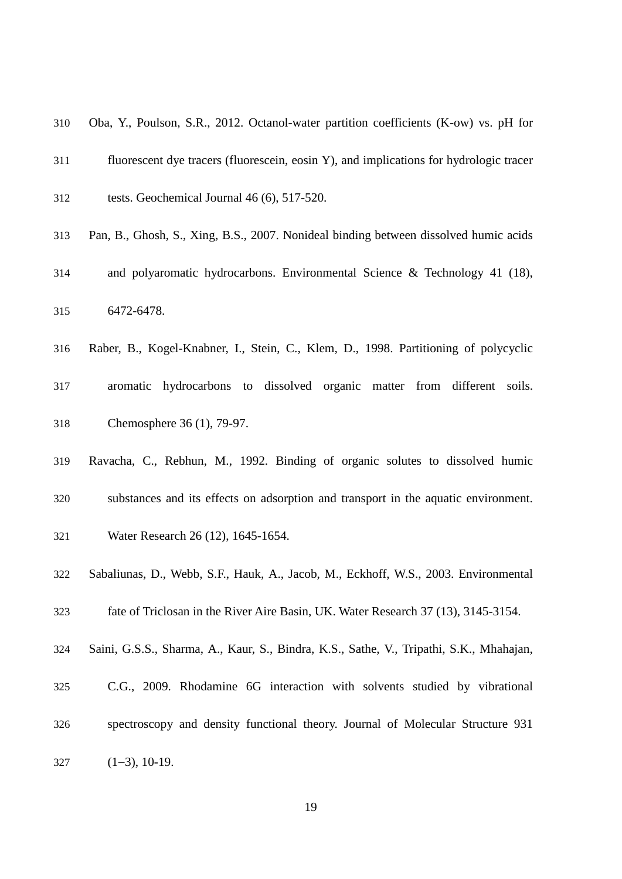Oba, Y., Poulson, S.R., 2012. Octanol-water partition coefficients (K-ow) vs. pH for fluorescent dye tracers (fluorescein, eosin Y), and implications for hydrologic tracer tests. Geochemical Journal 46 (6), 517-520.

Pan, B., Ghosh, S., Xing, B.S., 2007. Nonideal binding between dissolved humic acids and polyaromatic hydrocarbons. Environmental Science & Technology 41 (18), 6472-6478.

Raber, B., Kogel-Knabner, I., Stein, C., Klem, D., 1998. Partitioning of polycyclic aromatic hydrocarbons to dissolved organic matter from different soils. Chemosphere 36 (1), 79-97.

Ravacha, C., Rebhun, M., 1992. Binding of organic solutes to dissolved humic substances and its effects on adsorption and transport in the aquatic environment. Water Research 26 (12), 1645-1654.

Sabaliunas, D., Webb, S.F., Hauk, A., Jacob, M., Eckhoff, W.S., 2003. Environmental fate of Triclosan in the River Aire Basin, UK. Water Research 37 (13), 3145-3154.

Saini, G.S.S., Sharma, A., Kaur, S., Bindra, K.S., Sathe, V., Tripathi, S.K., Mhahajan, C.G., 2009. Rhodamine 6G interaction with solvents studied by vibrational spectroscopy and density functional theory. Journal of Molecular Structure 931 (1–3), 10-19.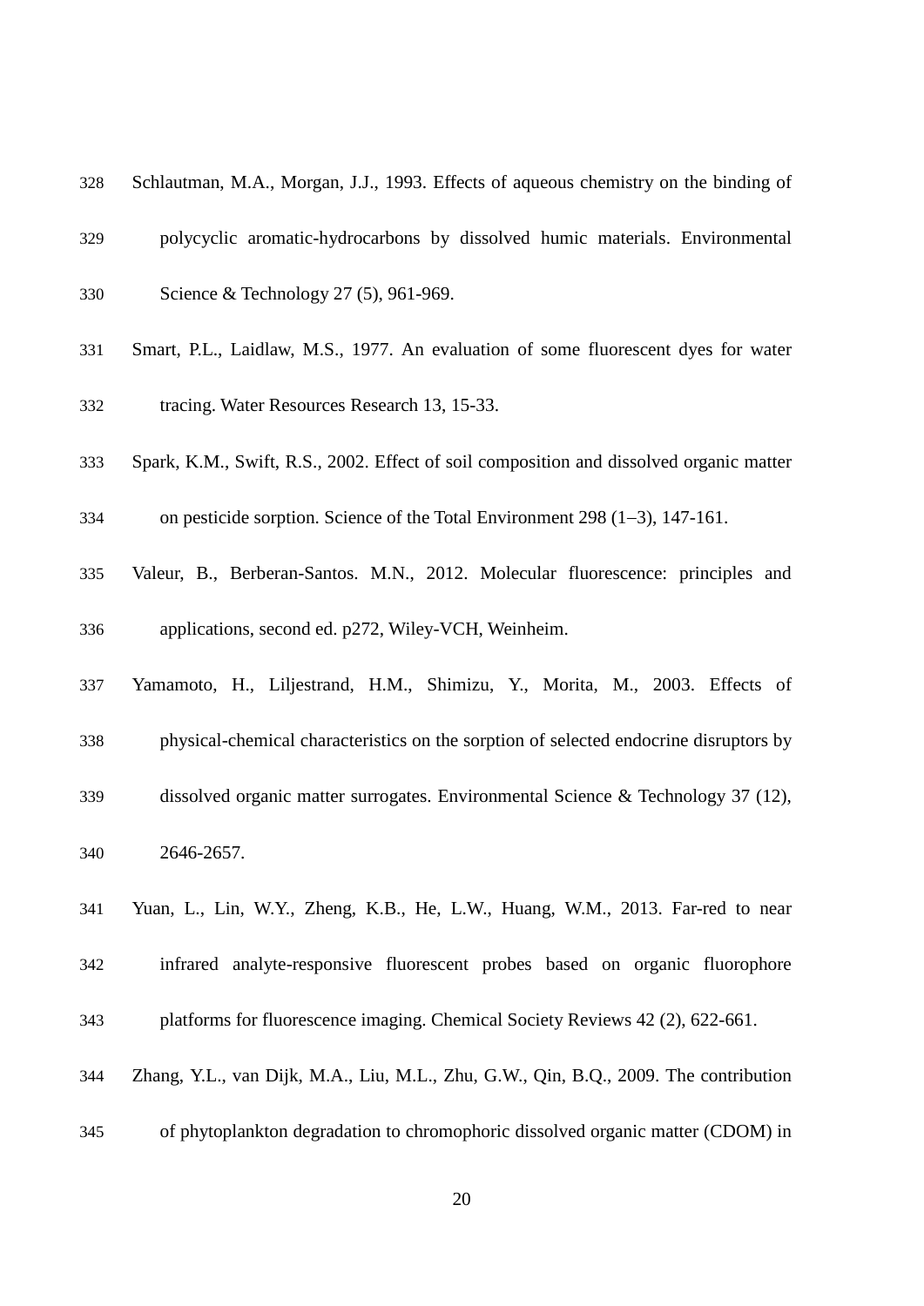Schlautman, M.A., Morgan, J.J., 1993. Effects of aqueous chemistry on the binding of polycyclic aromatic-hydrocarbons by dissolved humic materials. Environmental Science & Technology 27 (5), 961-969.

Smart, P.L., Laidlaw, M.S., 1977. An evaluation of some fluorescent dyes for water tracing. Water Resources Research 13, 15-33.

Spark, K.M., Swift, R.S., 2002. Effect of soil composition and dissolved organic matter on pesticide sorption. Science of the Total Environment 298 (1–3), 147-161.

Valeur, B., Berberan-Santos. M.N., 2012. Molecular fluorescence: principles and applications, second ed. p272, Wiley-VCH, Weinheim.

Yamamoto, H., Liljestrand, H.M., Shimizu, Y., Morita, M., 2003. Effects of physical-chemical characteristics on the sorption of selected endocrine disruptors by dissolved organic matter surrogates. Environmental Science & Technology 37 (12), 2646-2657.

Yuan, L., Lin, W.Y., Zheng, K.B., He, L.W., Huang, W.M., 2013. Far-red to near infrared analyte-responsive fluorescent probes based on organic fluorophore platforms for fluorescence imaging. Chemical Society Reviews 42 (2), 622-661.

Zhang, Y.L., van Dijk, M.A., Liu, M.L., Zhu, G.W., Qin, B.Q., 2009. The contribution of phytoplankton degradation to chromophoric dissolved organic matter (CDOM) in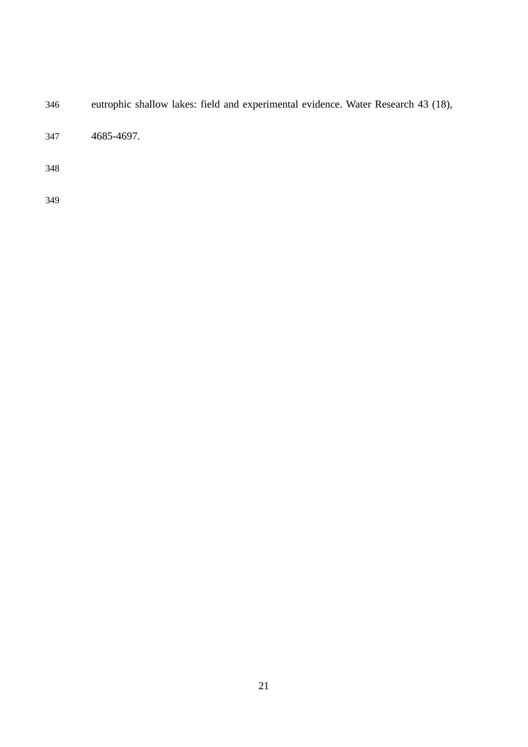eutrophic shallow lakes: field and experimental evidence. Water Research 43 (18), 4685-4697.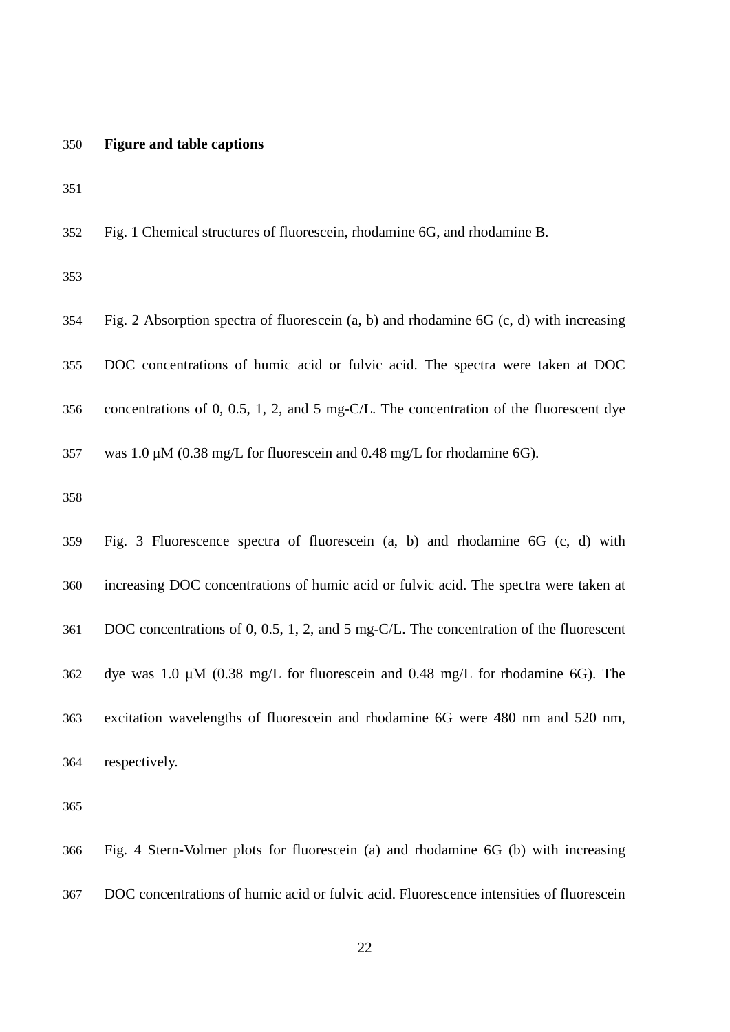**Figure and table captions**

Fig. 1 Chemical structures of fluorescein, rhodamine 6G, and rhodamine B.

Fig. 2 Absorption spectra of fluorescein (a, b) and rhodamine 6G (c, d) with increasing DOC concentrations of humic acid or fulvic acid. The spectra were taken at DOC concentrations of 0, 0.5, 1, 2, and 5 mg-C/L. The concentration of the fluorescent dye was 1.0 μM (0.38 mg/L for fluorescein and 0.48 mg/L for rhodamine 6G).

Fig. 3 Fluorescence spectra of fluorescein (a, b) and rhodamine 6G (c, d) with increasing DOC concentrations of humic acid or fulvic acid. The spectra were taken at DOC concentrations of 0, 0.5, 1, 2, and 5 mg-C/L. The concentration of the fluorescent dye was 1.0 μM (0.38 mg/L for fluorescein and 0.48 mg/L for rhodamine 6G). The excitation wavelengths of fluorescein and rhodamine 6G were 480 nm and 520 nm, respectively.

Fig. 4 Stern-Volmer plots for fluorescein (a) and rhodamine 6G (b) with increasing DOC concentrations of humic acid or fulvic acid. Fluorescence intensities of fluorescein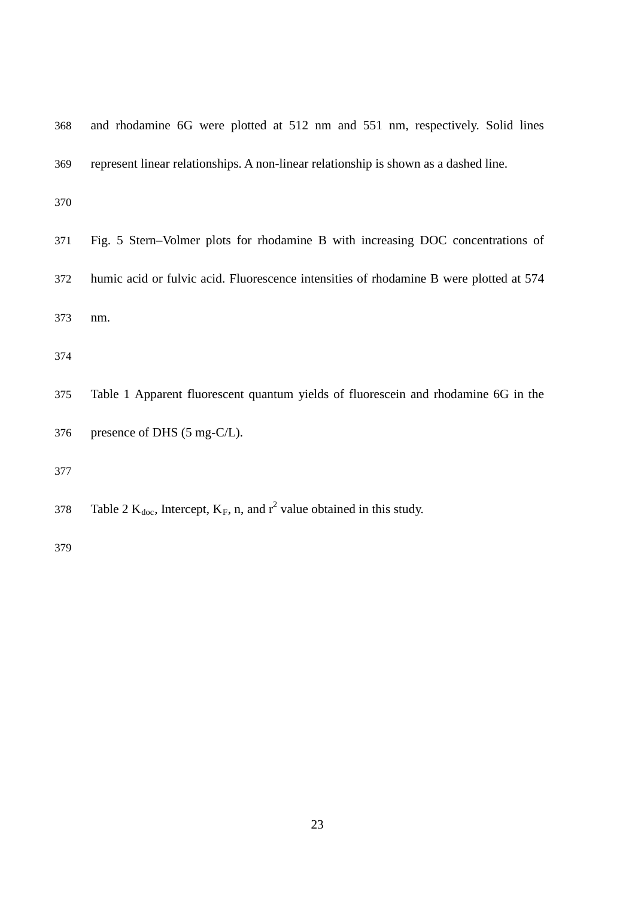and rhodamine 6G were plotted at 512 nm and 551 nm, respectively. Solid lines represent linear relationships. A non-linear relationship is shown as a dashed line.

Fig. 5 Stern–Volmer plots for rhodamine B with increasing DOC concentrations of humic acid or fulvic acid. Fluorescence intensities of rhodamine B were plotted at 574 nm.

Table 1 Apparent fluorescent quantum yields of fluorescein and rhodamine 6G in the presence of DHS (5 mg-C/L).

Table 2 $K_{doc}$, Intercept, $K_F$, n, and $r^2$ value obtained in this study.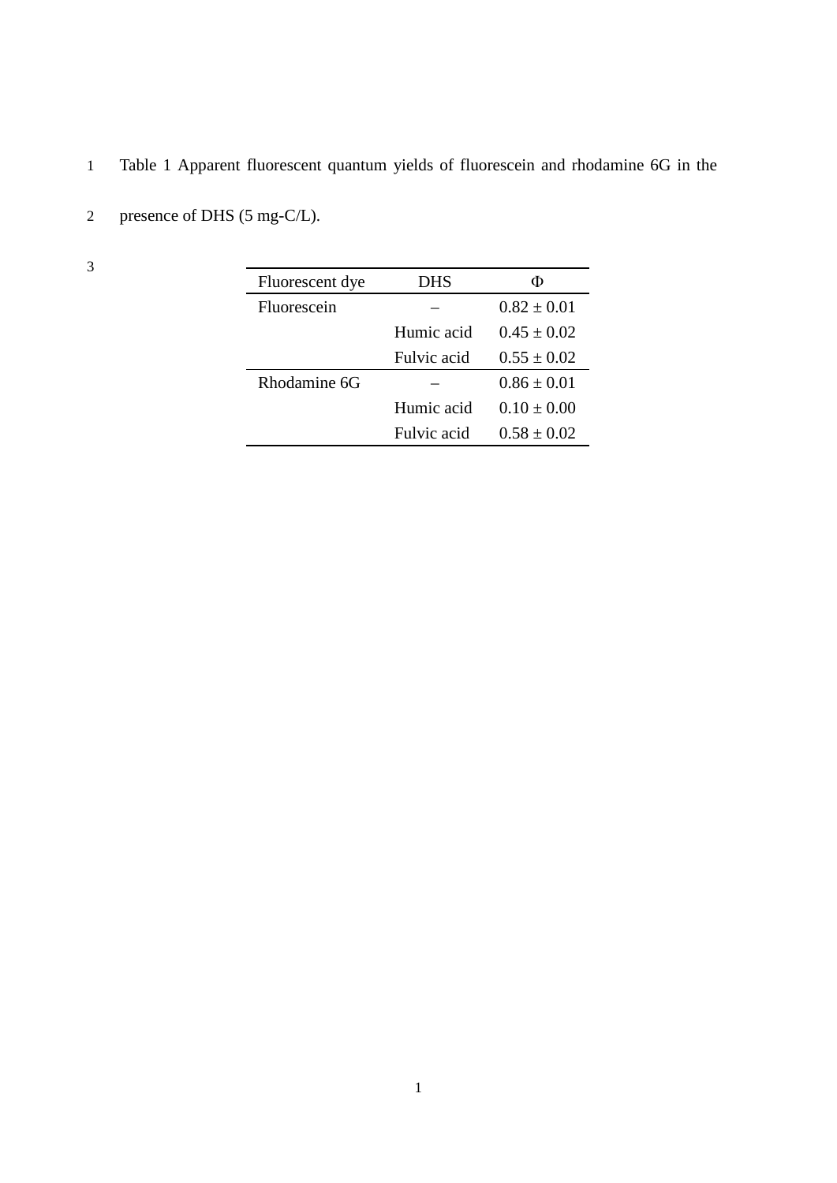Table 1 Apparent fluorescent quantum yields of fluorescein and rhodamine 6G in the presence of DHS (5 mg-C/L).

| Fluorescent dye | DHS | Φ |
|---|---|---|
| Fluorescein | – | 0.82 ± 0.01 |
| | Humic acid | 0.45 ± 0.02 |
| | Fulvic acid | 0.55 ± 0.02 |
| Rhodamine 6G | – | 0.86 ± 0.01 |
| | Humic acid | 0.10 ± 0.00 |
| | Fulvic acid | 0.58 ± 0.02 |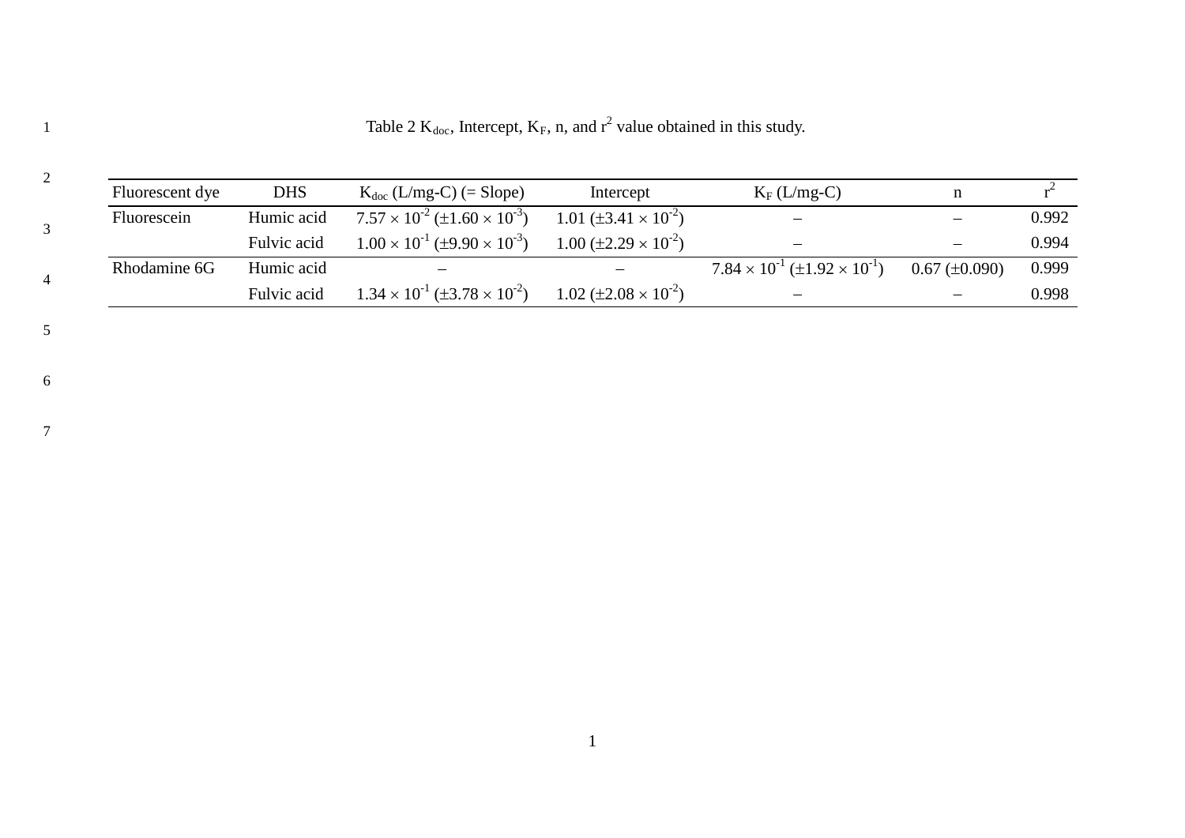Table 2 $K_{doc}$, Intercept, $K_F$, n, and $r^2$ value obtained in this study.

| Fluorescent dye | DHS | $K_{doc}$ (L/mg-C) (= Slope) | Intercept | $K_F$ (L/mg-C) | n | $r^2$ |
|---|---|---|---|---|---|---|
| Fluorescein | Humic acid | $7.57 \times 10^{-2}$ ($\pm 1.60 \times 10^{-3}$) | 1.01 ($\pm 3.41 \times 10^{-2}$) | – | – | 0.992 |
| | Fulvic acid | $1.00 \times 10^{-1}$ ($\pm 9.90 \times 10^{-3}$) | 1.00 ($\pm 2.29 \times 10^{-2}$) | – | – | 0.994 |
| Rhodamine 6G | Humic acid | – | – | $7.84 \times 10^{-1}$ ($\pm 1.92 \times 10^{-1}$) | 0.67 ($\pm$0.090) | 0.999 |
| | Fulvic acid | $1.34 \times 10^{-1}$ ($\pm 3.78 \times 10^{-2}$) | 1.02 ($\pm 2.08 \times 10^{-2}$) | – | – | 0.998 |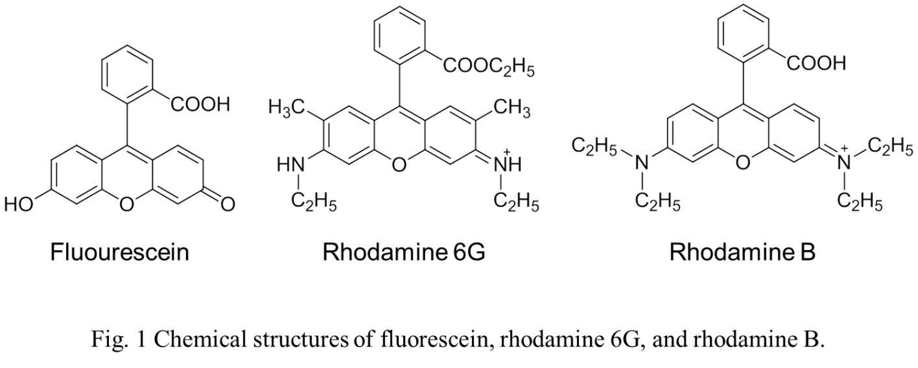Fluourescein

Rhodamine 6G

Rhodamine B

Fig. 1 Chemical structures of fluorescein, rhodamine 6G, and rhodamine B.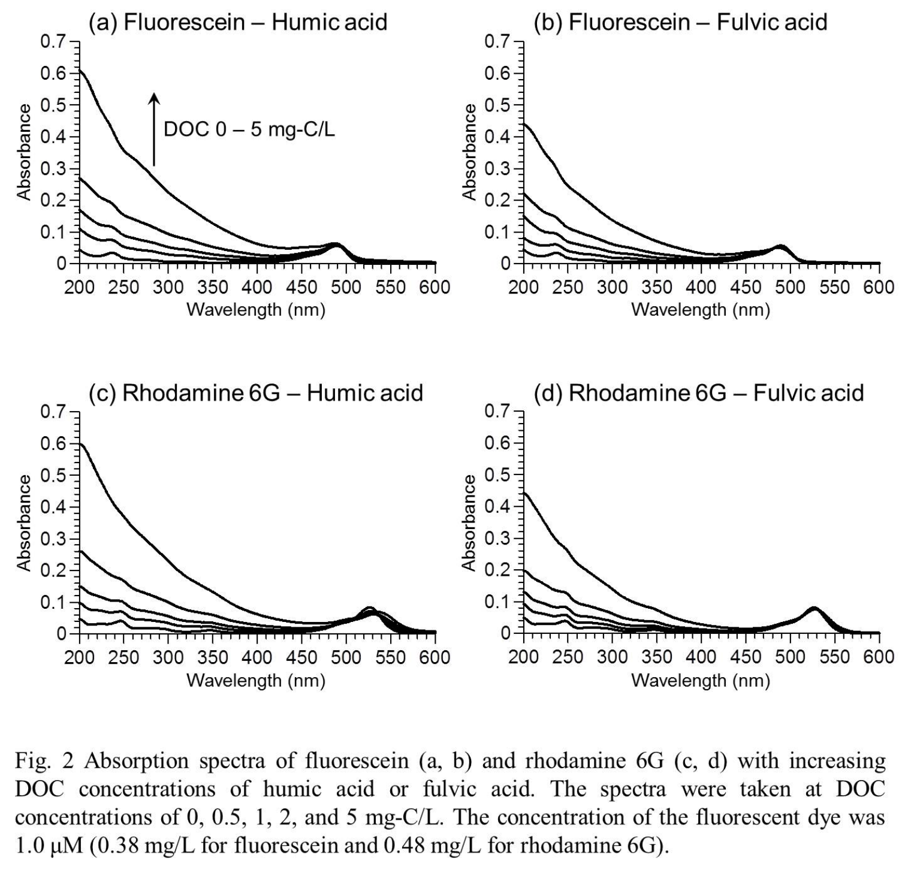Fig. 2 Absorption spectra of fluorescein (a, b) and rhodamine 6G (c, d) with increasing DOC concentrations of humic acid or fulvic acid. The spectra were taken at DOC concentrations of 0, 0.5, 1, 2, and 5 mg-C/L. The concentration of the fluorescent dye was 1.0 μM (0.38 mg/L for fluorescein and 0.48 mg/L for rhodamine 6G).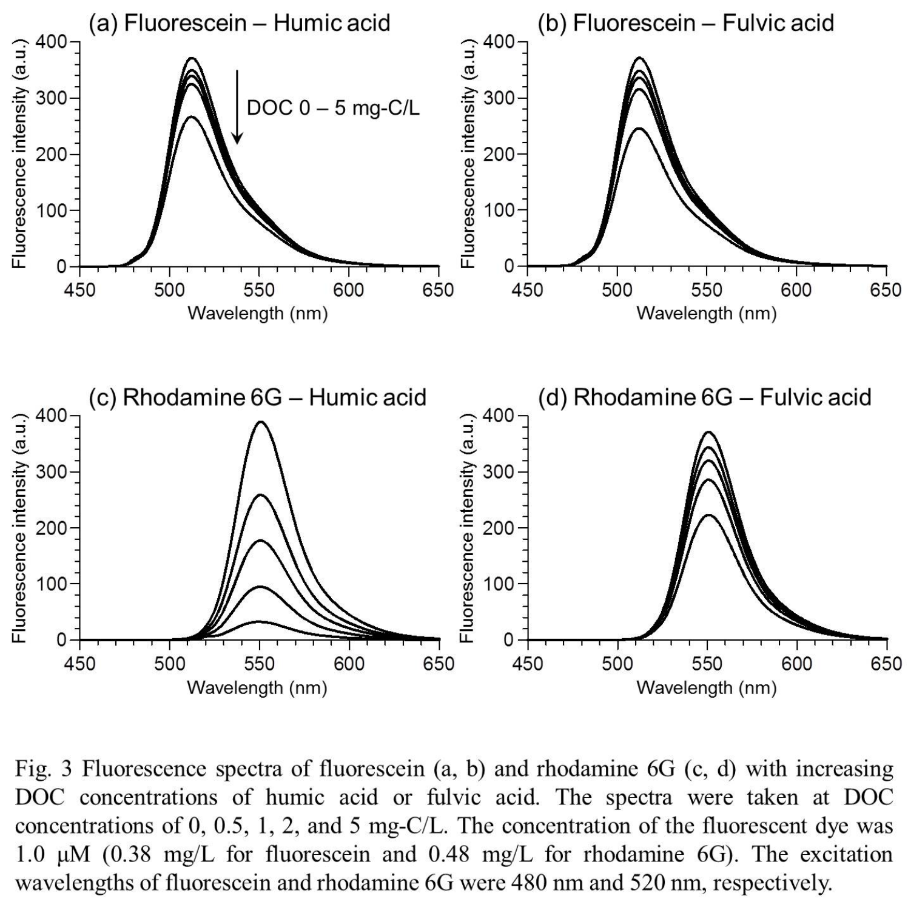Fig. 3 Fluorescence spectra of fluorescein (a, b) and rhodamine 6G (c, d) with increasing DOC concentrations of humic acid or fulvic acid. The spectra were taken at DOC concentrations of 0, 0.5, 1, 2, and 5 mg-C/L. The concentration of the fluorescent dye was 1.0 μM (0.38 mg/L for fluorescein and 0.48 mg/L for rhodamine 6G). The excitation wavelengths of fluorescein and rhodamine 6G were 480 nm and 520 nm, respectively.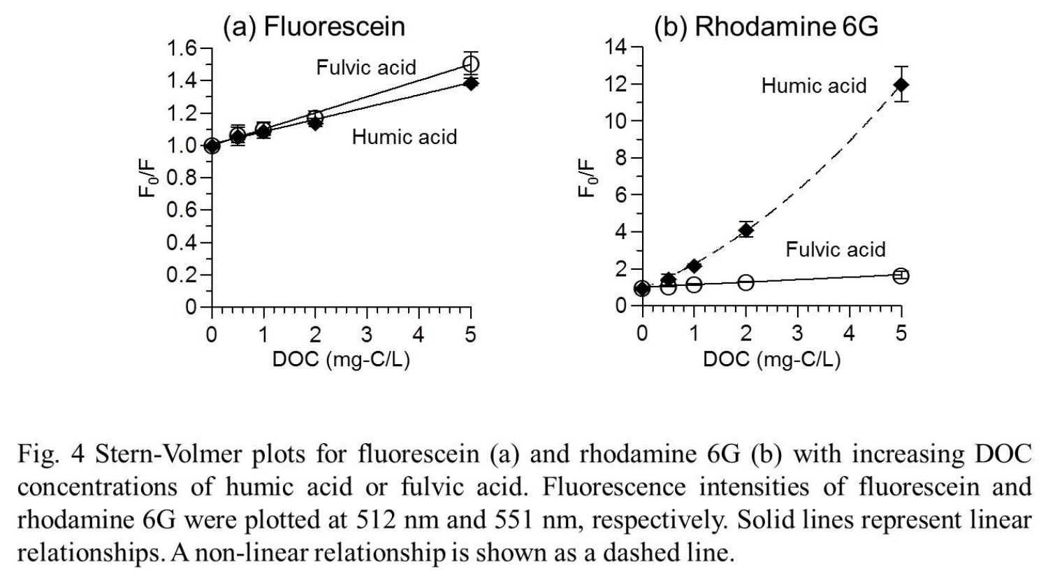Fig. 4 Stern-Volmer plots for fluorescein (a) and rhodamine 6G (b) with increasing DOC concentrations of humic acid or fulvic acid. Fluorescence intensities of fluorescein and rhodamine 6G were plotted at 512 nm and 551 nm, respectively. Solid lines represent linear relationships. A non-linear relationship is shown as a dashed line.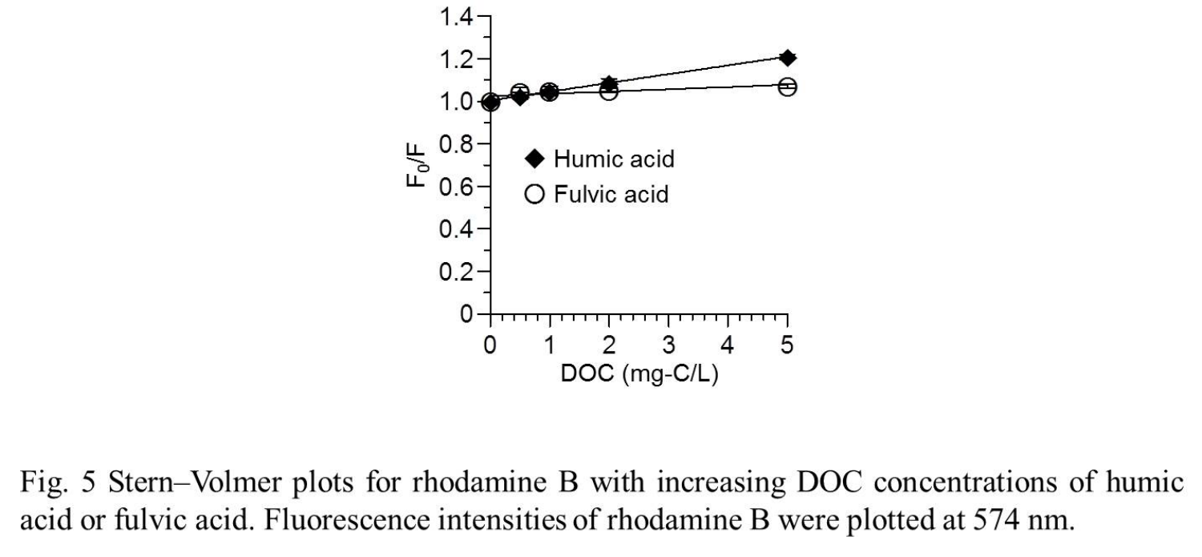1.4

1.2

1.0

0.8

0.6

0.4

0.2

0

$F_0/F$

Humic acid

Fulvic acid

0 1 2 3 4 5

DOC (mg-C/L)

Fig. 5 Stern–Volmer plots for rhodamine B with increasing DOC concentrations of humic acid or fulvic acid. Fluorescence intensities of rhodamine B were plotted at 574 nm.